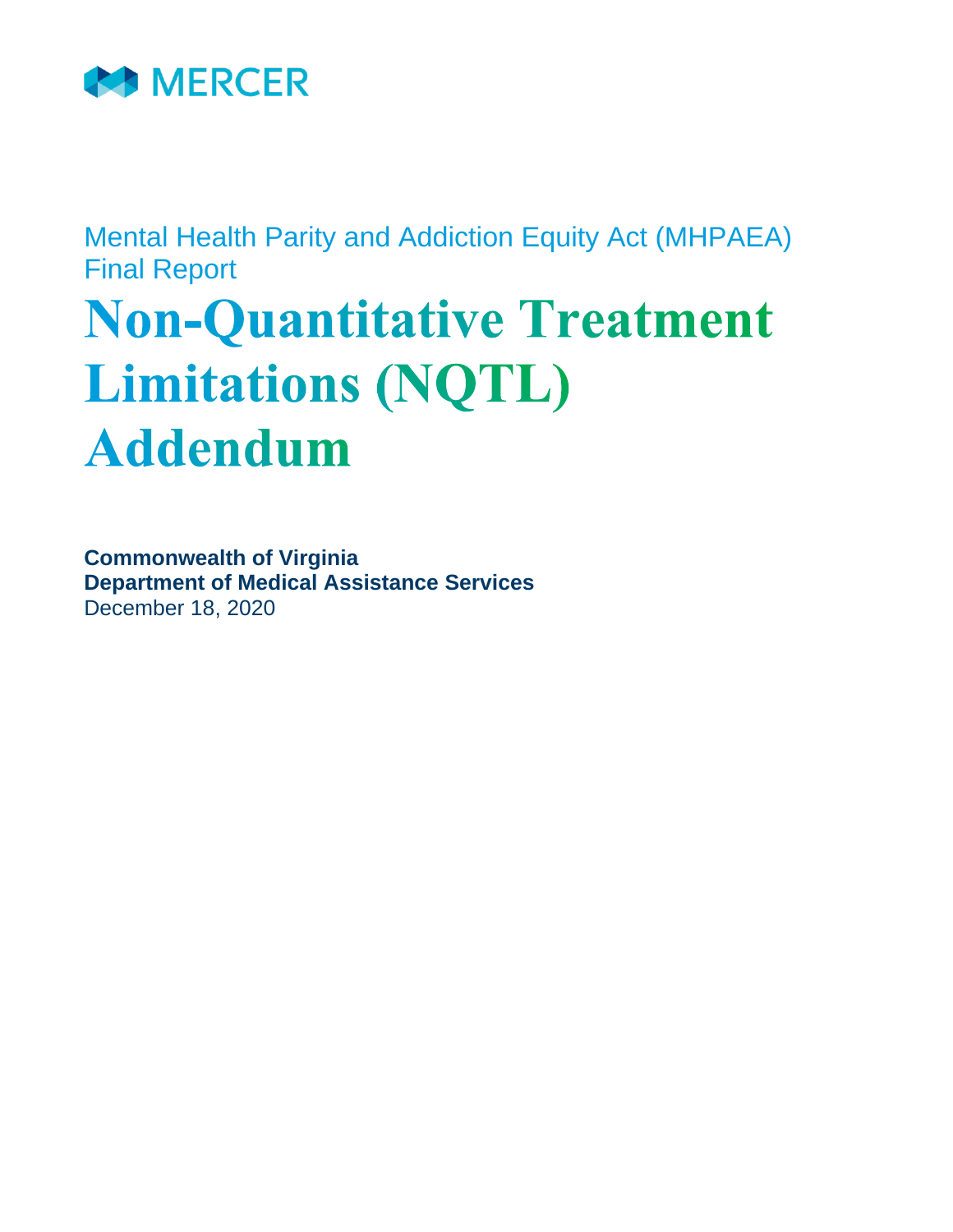MERCER

Mental Health Parity and Addiction Equity Act (MHPAEA)
Final Report

# Non-Quantitative Treatment Limitations (NQTL) Addendum

**Commonwealth of Virginia**
**Department of Medical Assistance Services**
December 18, 2020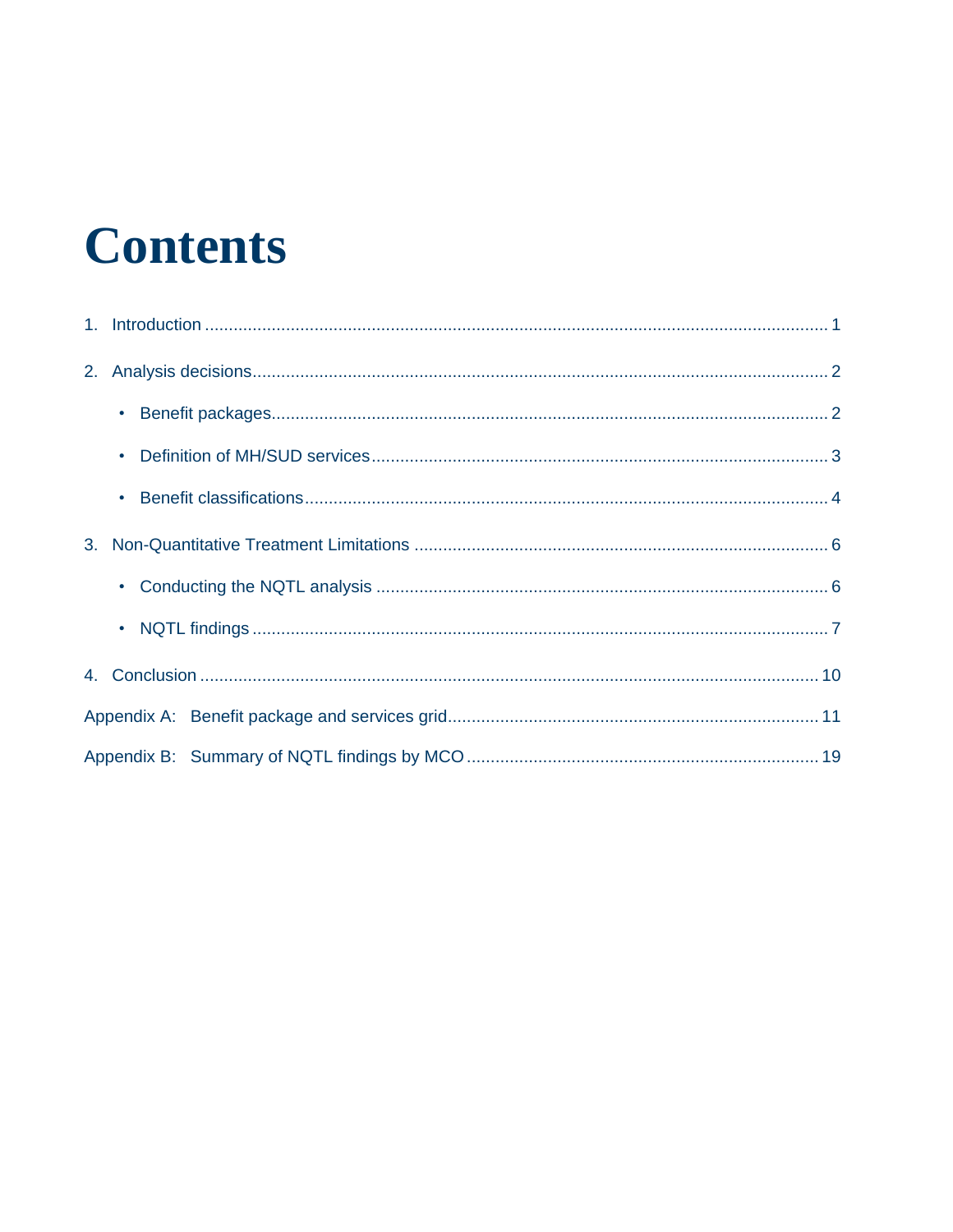# Contents

1. Introduction ........................................................................................................................ 1
2. Analysis decisions.................................................................................................................. 2
    - Benefit packages.............................................................................................................. 2
    - Definition of MH/SUD services........................................................................................ 3
    - Benefit classifications....................................................................................................... 4
3. Non-Quantitative Treatment Limitations ............................................................................ 6
    - Conducting the NQTL analysis ........................................................................................ 6
    - NQTL findings .................................................................................................................. 7
4. Conclusion ........................................................................................................................ 10

Appendix A: Benefit package and services grid.................................................................... 11

Appendix B: Summary of NQTL findings by MCO .................................................................. 19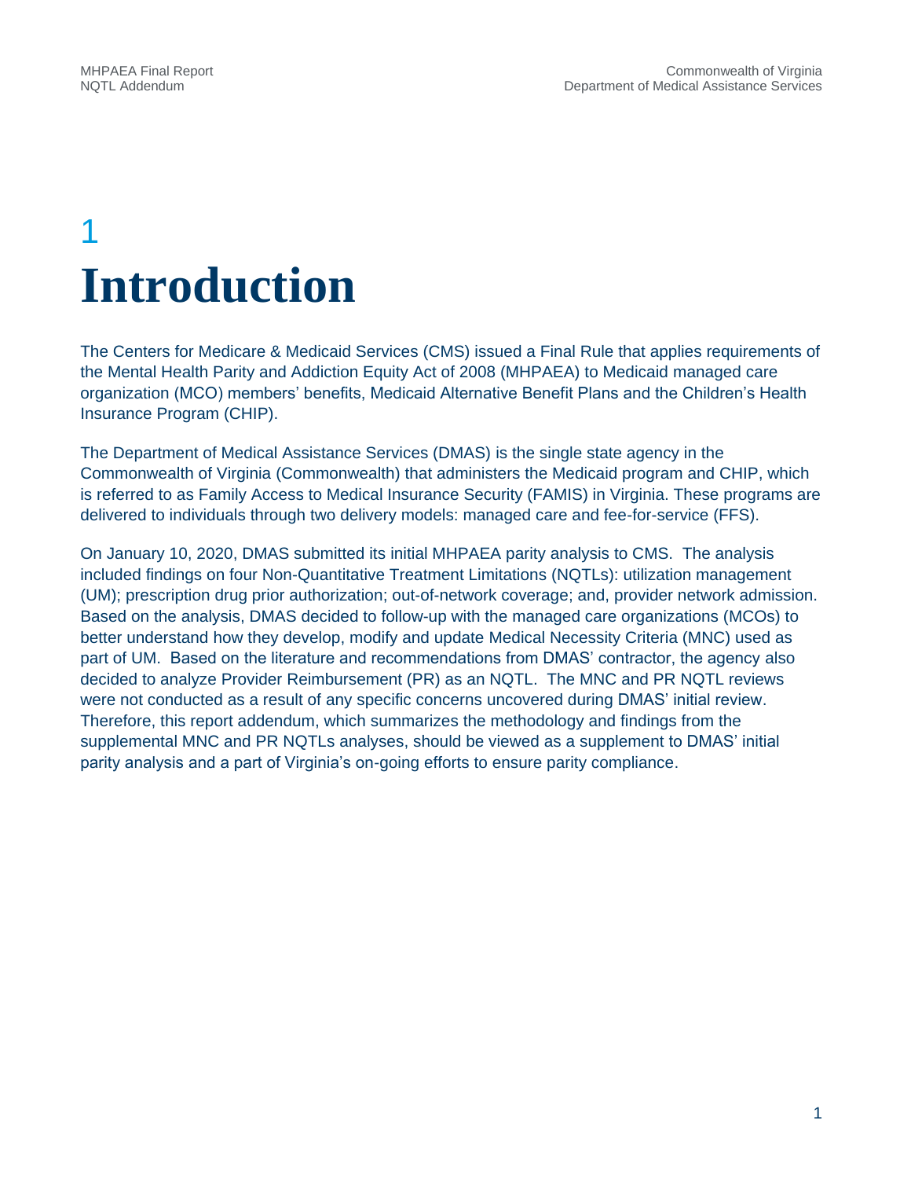# 1 Introduction

The Centers for Medicare & Medicaid Services (CMS) issued a Final Rule that applies requirements of the Mental Health Parity and Addiction Equity Act of 2008 (MHPAEA) to Medicaid managed care organization (MCO) members' benefits, Medicaid Alternative Benefit Plans and the Children's Health Insurance Program (CHIP).

The Department of Medical Assistance Services (DMAS) is the single state agency in the Commonwealth of Virginia (Commonwealth) that administers the Medicaid program and CHIP, which is referred to as Family Access to Medical Insurance Security (FAMIS) in Virginia. These programs are delivered to individuals through two delivery models: managed care and fee-for-service (FFS).

On January 10, 2020, DMAS submitted its initial MHPAEA parity analysis to CMS. The analysis included findings on four Non-Quantitative Treatment Limitations (NQTLs): utilization management (UM); prescription drug prior authorization; out-of-network coverage; and, provider network admission. Based on the analysis, DMAS decided to follow-up with the managed care organizations (MCOs) to better understand how they develop, modify and update Medical Necessity Criteria (MNC) used as part of UM. Based on the literature and recommendations from DMAS' contractor, the agency also decided to analyze Provider Reimbursement (PR) as an NQTL. The MNC and PR NQTL reviews were not conducted as a result of any specific concerns uncovered during DMAS' initial review. Therefore, this report addendum, which summarizes the methodology and findings from the supplemental MNC and PR NQTLs analyses, should be viewed as a supplement to DMAS' initial parity analysis and a part of Virginia's on-going efforts to ensure parity compliance.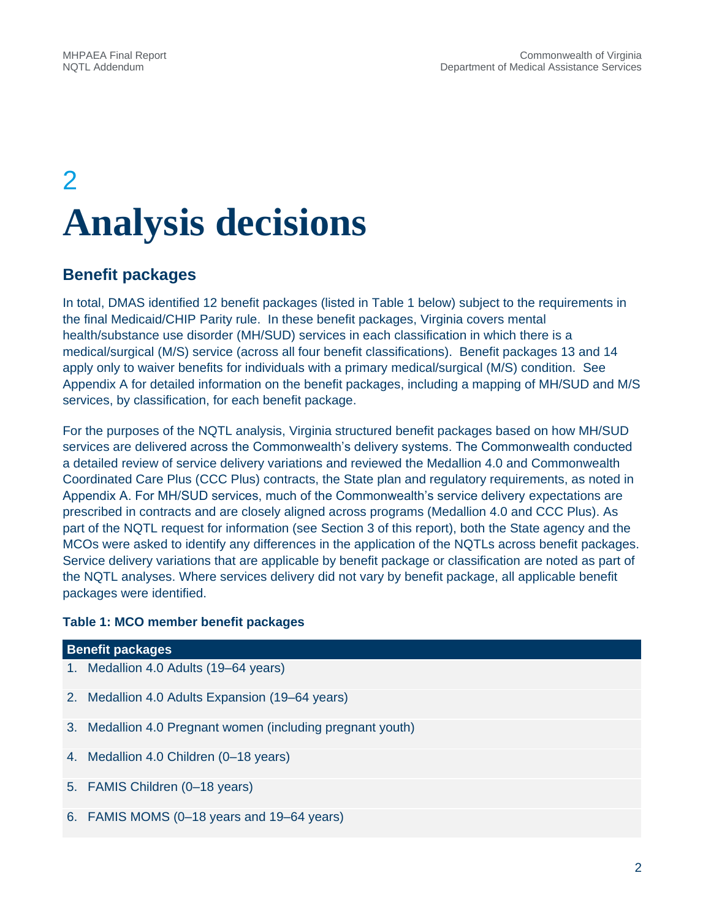# 2 Analysis decisions

## Benefit packages

In total, DMAS identified 12 benefit packages (listed in Table 1 below) subject to the requirements in the final Medicaid/CHIP Parity rule. In these benefit packages, Virginia covers mental health/substance use disorder (MH/SUD) services in each classification in which there is a medical/surgical (M/S) service (across all four benefit classifications). Benefit packages 13 and 14 apply only to waiver benefits for individuals with a primary medical/surgical (M/S) condition. See Appendix A for detailed information on the benefit packages, including a mapping of MH/SUD and M/S services, by classification, for each benefit package.

For the purposes of the NQTL analysis, Virginia structured benefit packages based on how MH/SUD services are delivered across the Commonwealth's delivery systems. The Commonwealth conducted a detailed review of service delivery variations and reviewed the Medallion 4.0 and Commonwealth Coordinated Care Plus (CCC Plus) contracts, the State plan and regulatory requirements, as noted in Appendix A. For MH/SUD services, much of the Commonwealth's service delivery expectations are prescribed in contracts and are closely aligned across programs (Medallion 4.0 and CCC Plus). As part of the NQTL request for information (see Section 3 of this report), both the State agency and the MCOs were asked to identify any differences in the application of the NQTLs across benefit packages. Service delivery variations that are applicable by benefit package or classification are noted as part of the NQTL analyses. Where services delivery did not vary by benefit package, all applicable benefit packages were identified.

**Table 1: MCO member benefit packages**

| Benefit packages |
|---|
| 1. Medallion 4.0 Adults (19–64 years) |
| 2. Medallion 4.0 Adults Expansion (19–64 years) |
| 3. Medallion 4.0 Pregnant women (including pregnant youth) |
| 4. Medallion 4.0 Children (0–18 years) |
| 5. FAMIS Children (0–18 years) |
| 6. FAMIS MOMS (0–18 years and 19–64 years) |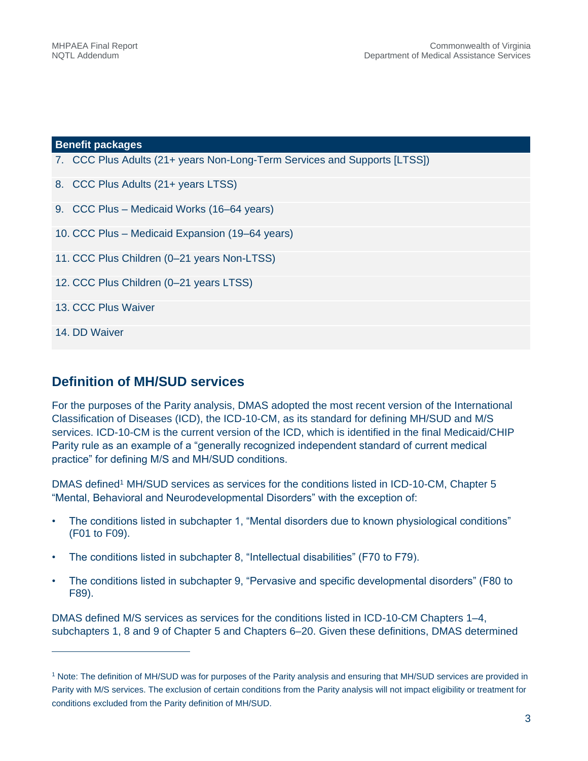| Benefit packages |
|---|
| 7. CCC Plus Adults (21+ years Non-Long-Term Services and Supports [LTSS]) |
| 8. CCC Plus Adults (21+ years LTSS) |
| 9. CCC Plus – Medicaid Works (16–64 years) |
| 10. CCC Plus – Medicaid Expansion (19–64 years) |
| 11. CCC Plus Children (0–21 years Non-LTSS) |
| 12. CCC Plus Children (0–21 years LTSS) |
| 13. CCC Plus Waiver |
| 14. DD Waiver |

## Definition of MH/SUD services

For the purposes of the Parity analysis, DMAS adopted the most recent version of the International Classification of Diseases (ICD), the ICD-10-CM, as its standard for defining MH/SUD and M/S services. ICD-10-CM is the current version of the ICD, which is identified in the final Medicaid/CHIP Parity rule as an example of a "generally recognized independent standard of current medical practice" for defining M/S and MH/SUD conditions.

DMAS defined[1] MH/SUD services as services for the conditions listed in ICD-10-CM, Chapter 5 "Mental, Behavioral and Neurodevelopmental Disorders" with the exception of:

- The conditions listed in subchapter 1, "Mental disorders due to known physiological conditions" (F01 to F09).
- The conditions listed in subchapter 8, "Intellectual disabilities" (F70 to F79).
- The conditions listed in subchapter 9, "Pervasive and specific developmental disorders" (F80 to F89).

DMAS defined M/S services as services for the conditions listed in ICD-10-CM Chapters 1–4, subchapters 1, 8 and 9 of Chapter 5 and Chapters 6–20. Given these definitions, DMAS determined

[1] Note: The definition of MH/SUD was for purposes of the Parity analysis and ensuring that MH/SUD services are provided in Parity with M/S services. The exclusion of certain conditions from the Parity analysis will not impact eligibility or treatment for conditions excluded from the Parity definition of MH/SUD.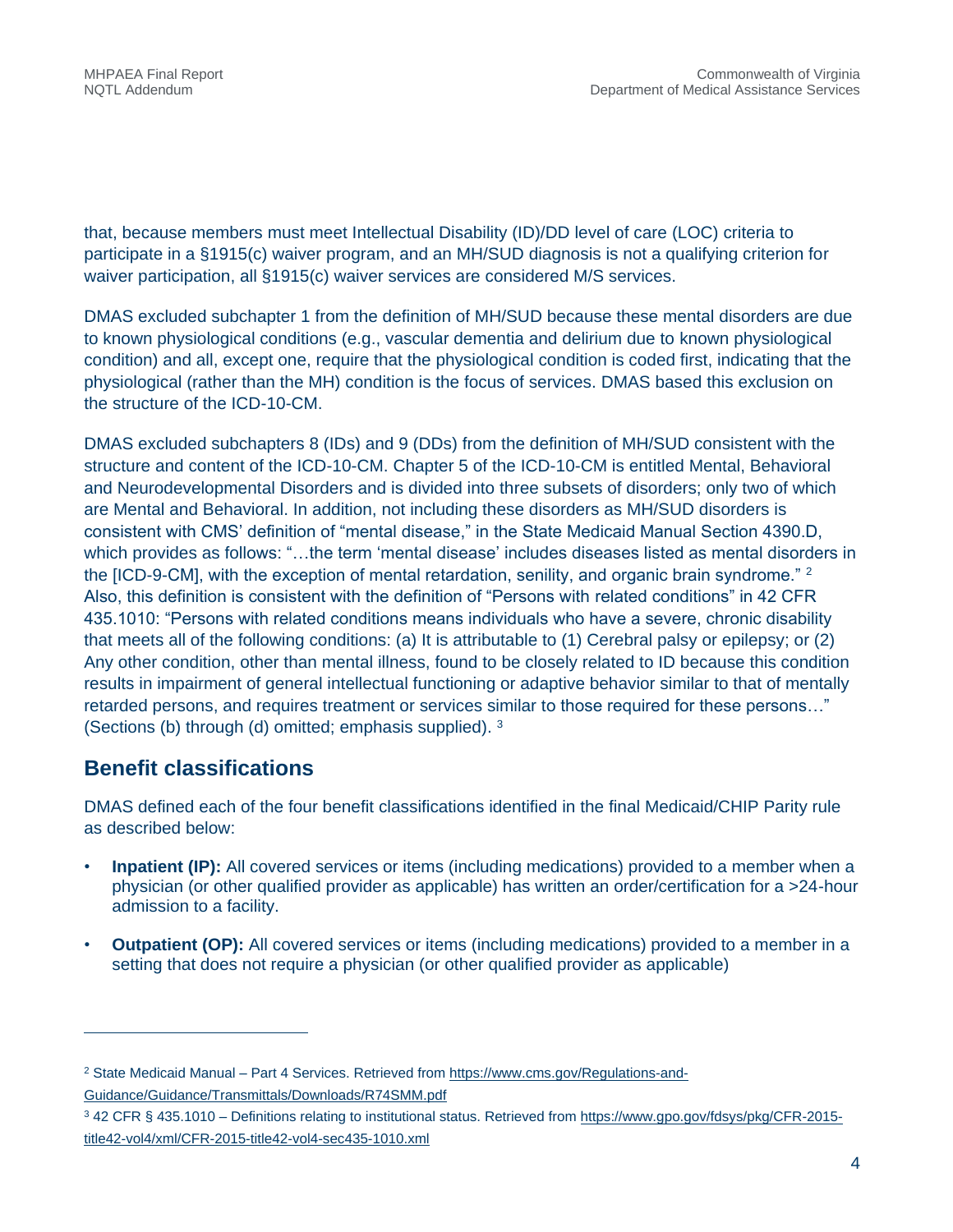that, because members must meet Intellectual Disability (ID)/DD level of care (LOC) criteria to participate in a §1915(c) waiver program, and an MH/SUD diagnosis is not a qualifying criterion for waiver participation, all §1915(c) waiver services are considered M/S services.

DMAS excluded subchapter 1 from the definition of MH/SUD because these mental disorders are due to known physiological conditions (e.g., vascular dementia and delirium due to known physiological condition) and all, except one, require that the physiological condition is coded first, indicating that the physiological (rather than the MH) condition is the focus of services. DMAS based this exclusion on the structure of the ICD-10-CM.

DMAS excluded subchapters 8 (IDs) and 9 (DDs) from the definition of MH/SUD consistent with the structure and content of the ICD-10-CM. Chapter 5 of the ICD-10-CM is entitled Mental, Behavioral and Neurodevelopmental Disorders and is divided into three subsets of disorders; only two of which are Mental and Behavioral. In addition, not including these disorders as MH/SUD disorders is consistent with CMS' definition of "mental disease," in the State Medicaid Manual Section 4390.D, which provides as follows: "…the term 'mental disease' includes diseases listed as mental disorders in the [ICD-9-CM], with the exception of mental retardation, senility, and organic brain syndrome." [2] Also, this definition is consistent with the definition of "Persons with related conditions" in 42 CFR 435.1010: "Persons with related conditions means individuals who have a severe, chronic disability that meets all of the following conditions: (a) It is attributable to (1) Cerebral palsy or epilepsy; or (2) Any other condition, other than mental illness, found to be closely related to ID because this condition results in impairment of general intellectual functioning or adaptive behavior similar to that of mentally retarded persons, and requires treatment or services similar to those required for these persons…" (Sections (b) through (d) omitted; emphasis supplied). [3]

## Benefit classifications

DMAS defined each of the four benefit classifications identified in the final Medicaid/CHIP Parity rule as described below:

- **Inpatient (IP):** All covered services or items (including medications) provided to a member when a physician (or other qualified provider as applicable) has written an order/certification for a >24-hour admission to a facility.
- **Outpatient (OP):** All covered services or items (including medications) provided to a member in a setting that does not require a physician (or other qualified provider as applicable)

---

[2] State Medicaid Manual – Part 4 Services. Retrieved from https://www.cms.gov/Regulations-and-Guidance/Guidance/Transmittals/Downloads/R74SMM.pdf

[3] 42 CFR § 435.1010 – Definitions relating to institutional status. Retrieved from https://www.gpo.gov/fdsys/pkg/CFR-2015-title42-vol4/xml/CFR-2015-title42-vol4-sec435-1010.xml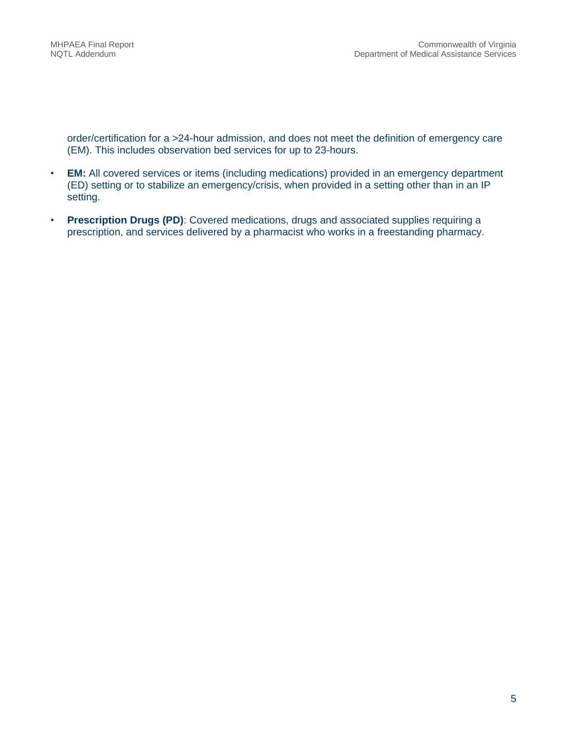order/certification for a >24-hour admission, and does not meet the definition of emergency care (EM). This includes observation bed services for up to 23-hours.

- **EM:** All covered services or items (including medications) provided in an emergency department (ED) setting or to stabilize an emergency/crisis, when provided in a setting other than in an IP setting.
- **Prescription Drugs (PD)**: Covered medications, drugs and associated supplies requiring a prescription, and services delivered by a pharmacist who works in a freestanding pharmacy.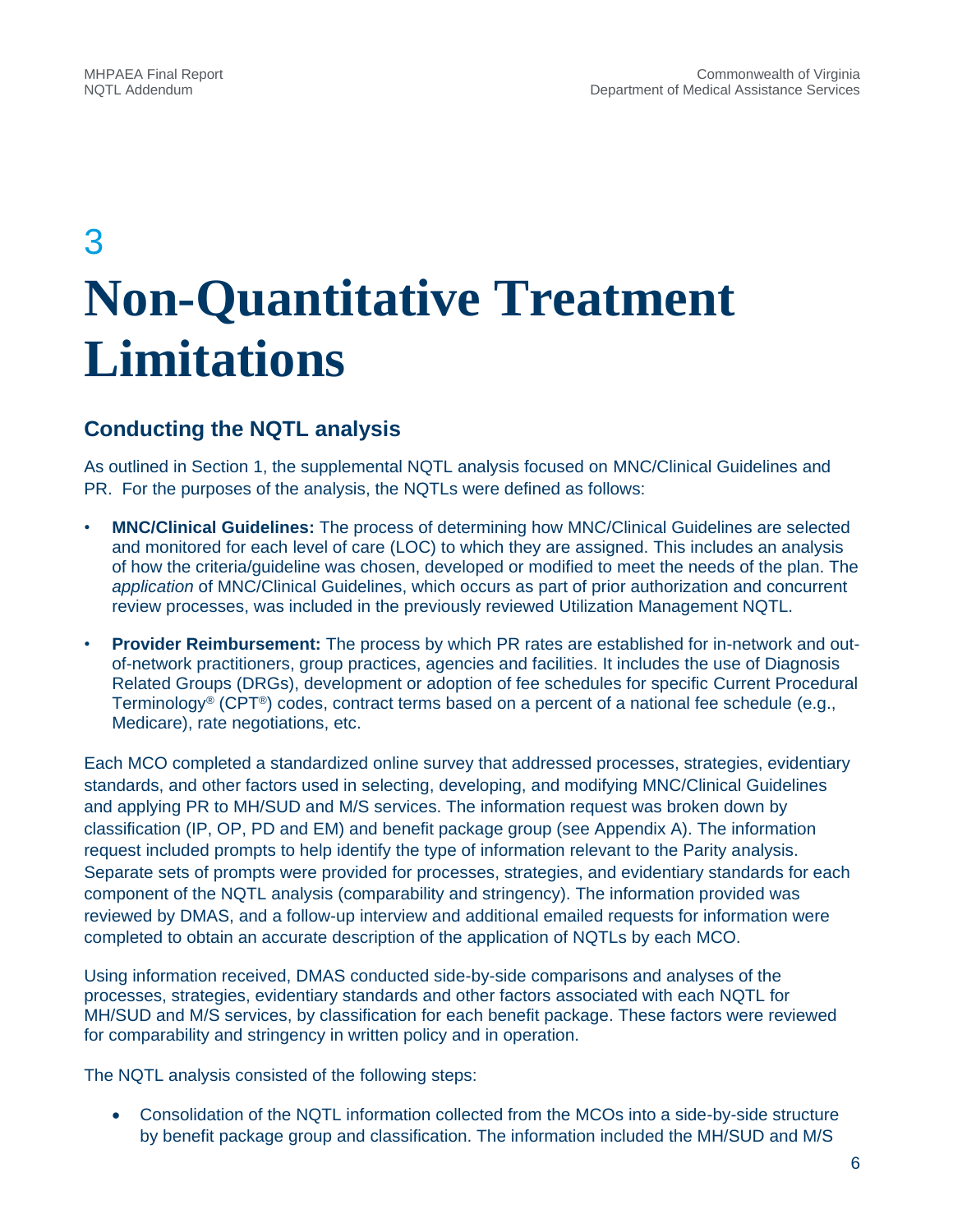# 3 Non-Quantitative Treatment Limitations

## Conducting the NQTL analysis

As outlined in Section 1, the supplemental NQTL analysis focused on MNC/Clinical Guidelines and PR. For the purposes of the analysis, the NQTLs were defined as follows:

- **MNC/Clinical Guidelines:** The process of determining how MNC/Clinical Guidelines are selected and monitored for each level of care (LOC) to which they are assigned. This includes an analysis of how the criteria/guideline was chosen, developed or modified to meet the needs of the plan. The *application* of MNC/Clinical Guidelines, which occurs as part of prior authorization and concurrent review processes, was included in the previously reviewed Utilization Management NQTL.
- **Provider Reimbursement:** The process by which PR rates are established for in-network and out-of-network practitioners, group practices, agencies and facilities. It includes the use of Diagnosis Related Groups (DRGs), development or adoption of fee schedules for specific Current Procedural Terminology® (CPT®) codes, contract terms based on a percent of a national fee schedule (e.g., Medicare), rate negotiations, etc.

Each MCO completed a standardized online survey that addressed processes, strategies, evidentiary standards, and other factors used in selecting, developing, and modifying MNC/Clinical Guidelines and applying PR to MH/SUD and M/S services. The information request was broken down by classification (IP, OP, PD and EM) and benefit package group (see Appendix A). The information request included prompts to help identify the type of information relevant to the Parity analysis. Separate sets of prompts were provided for processes, strategies, and evidentiary standards for each component of the NQTL analysis (comparability and stringency). The information provided was reviewed by DMAS, and a follow-up interview and additional emailed requests for information were completed to obtain an accurate description of the application of NQTLs by each MCO.

Using information received, DMAS conducted side-by-side comparisons and analyses of the processes, strategies, evidentiary standards and other factors associated with each NQTL for MH/SUD and M/S services, by classification for each benefit package. These factors were reviewed for comparability and stringency in written policy and in operation.

The NQTL analysis consisted of the following steps:

- Consolidation of the NQTL information collected from the MCOs into a side-by-side structure by benefit package group and classification. The information included the MH/SUD and M/S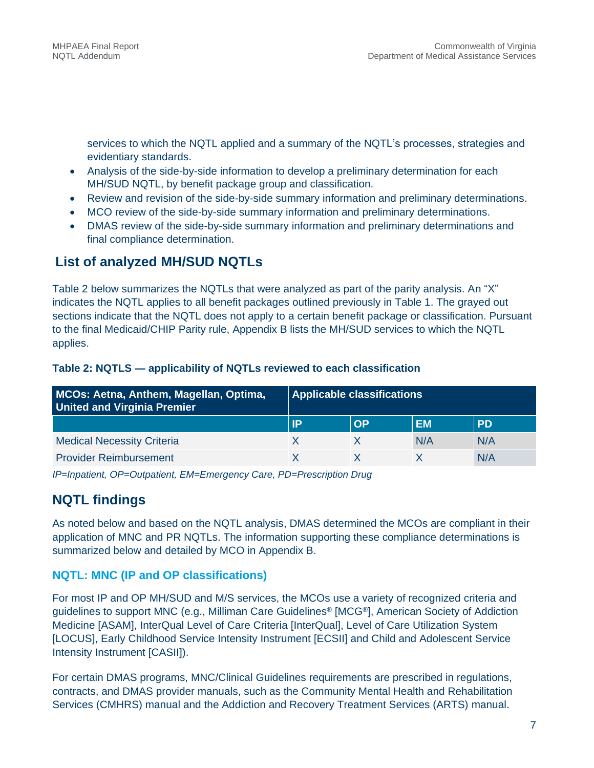services to which the NQTL applied and a summary of the NQTL's processes, strategies and evidentiary standards.

- Analysis of the side-by-side information to develop a preliminary determination for each MH/SUD NQTL, by benefit package group and classification.
- Review and revision of the side-by-side summary information and preliminary determinations.
- MCO review of the side-by-side summary information and preliminary determinations.
- DMAS review of the side-by-side summary information and preliminary determinations and final compliance determination.

## List of analyzed MH/SUD NQTLs

Table 2 below summarizes the NQTLs that were analyzed as part of the parity analysis. An "X" indicates the NQTL applies to all benefit packages outlined previously in Table 1. The grayed out sections indicate that the NQTL does not apply to a certain benefit package or classification. Pursuant to the final Medicaid/CHIP Parity rule, Appendix B lists the MH/SUD services to which the NQTL applies.

**Table 2: NQTLS — applicability of NQTLs reviewed to each classification**

| MCOs: Aetna, Anthem, Magellan, Optima, United and Virginia Premier | Applicable classifications | | | |
|---|---|---|---|---|
| | IP | OP | EM | PD |
| Medical Necessity Criteria | X | X | N/A | N/A |
| Provider Reimbursement | X | X | X | N/A |

*IP=Inpatient, OP=Outpatient, EM=Emergency Care, PD=Prescription Drug*

## NQTL findings

As noted below and based on the NQTL analysis, DMAS determined the MCOs are compliant in their application of MNC and PR NQTLs. The information supporting these compliance determinations is summarized below and detailed by MCO in Appendix B.

### NQTL: MNC (IP and OP classifications)

For most IP and OP MH/SUD and M/S services, the MCOs use a variety of recognized criteria and guidelines to support MNC (e.g., Milliman Care Guidelines® [MCG®], American Society of Addiction Medicine [ASAM], InterQual Level of Care Criteria [InterQual], Level of Care Utilization System [LOCUS], Early Childhood Service Intensity Instrument [ECSII] and Child and Adolescent Service Intensity Instrument [CASII]).

For certain DMAS programs, MNC/Clinical Guidelines requirements are prescribed in regulations, contracts, and DMAS provider manuals, such as the Community Mental Health and Rehabilitation Services (CMHRS) manual and the Addiction and Recovery Treatment Services (ARTS) manual.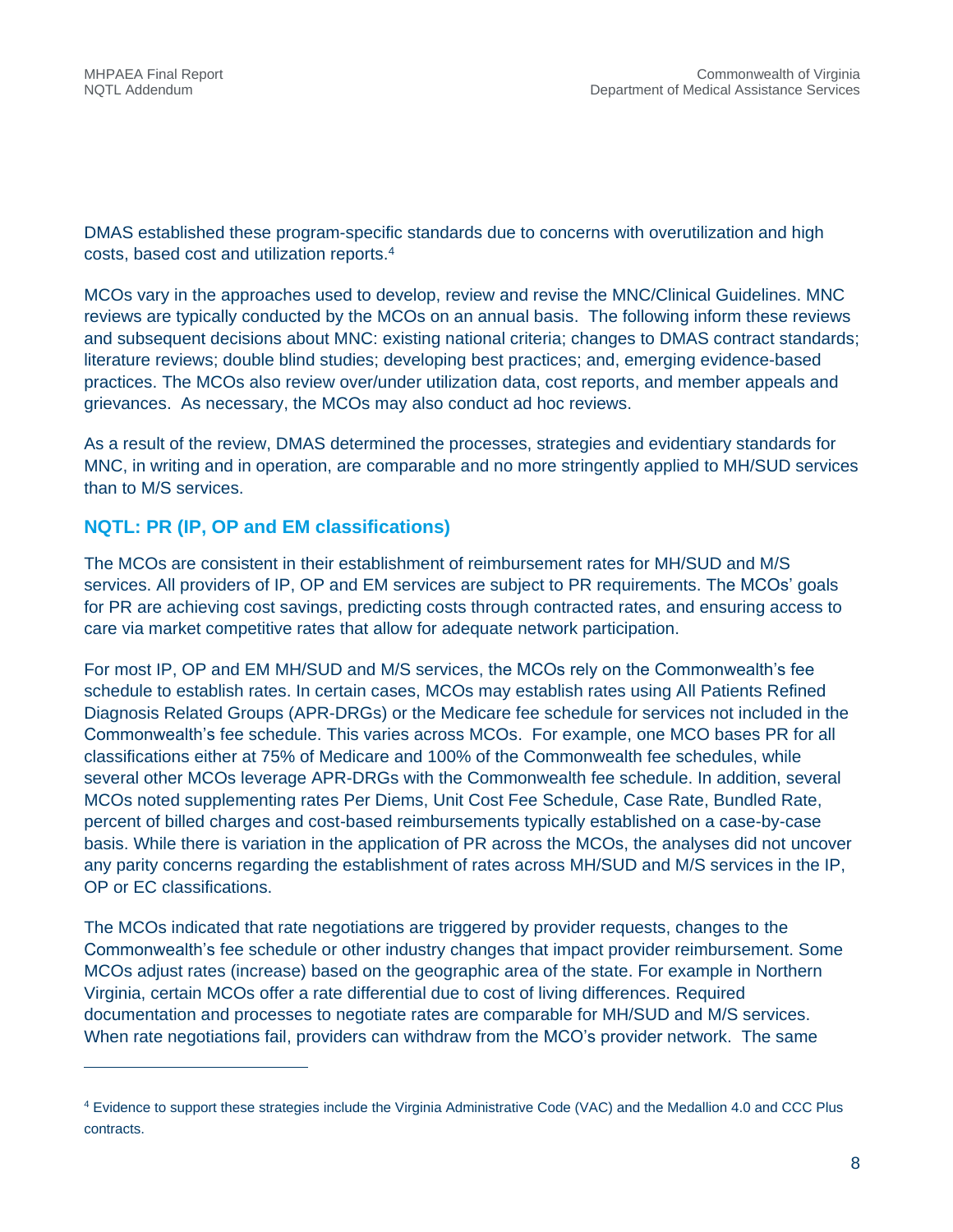DMAS established these program-specific standards due to concerns with overutilization and high costs, based cost and utilization reports.[4]

MCOs vary in the approaches used to develop, review and revise the MNC/Clinical Guidelines. MNC reviews are typically conducted by the MCOs on an annual basis. The following inform these reviews and subsequent decisions about MNC: existing national criteria; changes to DMAS contract standards; literature reviews; double blind studies; developing best practices; and, emerging evidence-based practices. The MCOs also review over/under utilization data, cost reports, and member appeals and grievances. As necessary, the MCOs may also conduct ad hoc reviews.

As a result of the review, DMAS determined the processes, strategies and evidentiary standards for MNC, in writing and in operation, are comparable and no more stringently applied to MH/SUD services than to M/S services.

## NQTL: PR (IP, OP and EM classifications)

The MCOs are consistent in their establishment of reimbursement rates for MH/SUD and M/S services. All providers of IP, OP and EM services are subject to PR requirements. The MCOs' goals for PR are achieving cost savings, predicting costs through contracted rates, and ensuring access to care via market competitive rates that allow for adequate network participation.

For most IP, OP and EM MH/SUD and M/S services, the MCOs rely on the Commonwealth's fee schedule to establish rates. In certain cases, MCOs may establish rates using All Patients Refined Diagnosis Related Groups (APR-DRGs) or the Medicare fee schedule for services not included in the Commonwealth's fee schedule. This varies across MCOs. For example, one MCO bases PR for all classifications either at 75% of Medicare and 100% of the Commonwealth fee schedules, while several other MCOs leverage APR-DRGs with the Commonwealth fee schedule. In addition, several MCOs noted supplementing rates Per Diems, Unit Cost Fee Schedule, Case Rate, Bundled Rate, percent of billed charges and cost-based reimbursements typically established on a case-by-case basis. While there is variation in the application of PR across the MCOs, the analyses did not uncover any parity concerns regarding the establishment of rates across MH/SUD and M/S services in the IP, OP or EC classifications.

The MCOs indicated that rate negotiations are triggered by provider requests, changes to the Commonwealth's fee schedule or other industry changes that impact provider reimbursement. Some MCOs adjust rates (increase) based on the geographic area of the state. For example in Northern Virginia, certain MCOs offer a rate differential due to cost of living differences. Required documentation and processes to negotiate rates are comparable for MH/SUD and M/S services. When rate negotiations fail, providers can withdraw from the MCO's provider network. The same

---

[4] Evidence to support these strategies include the Virginia Administrative Code (VAC) and the Medallion 4.0 and CCC Plus contracts.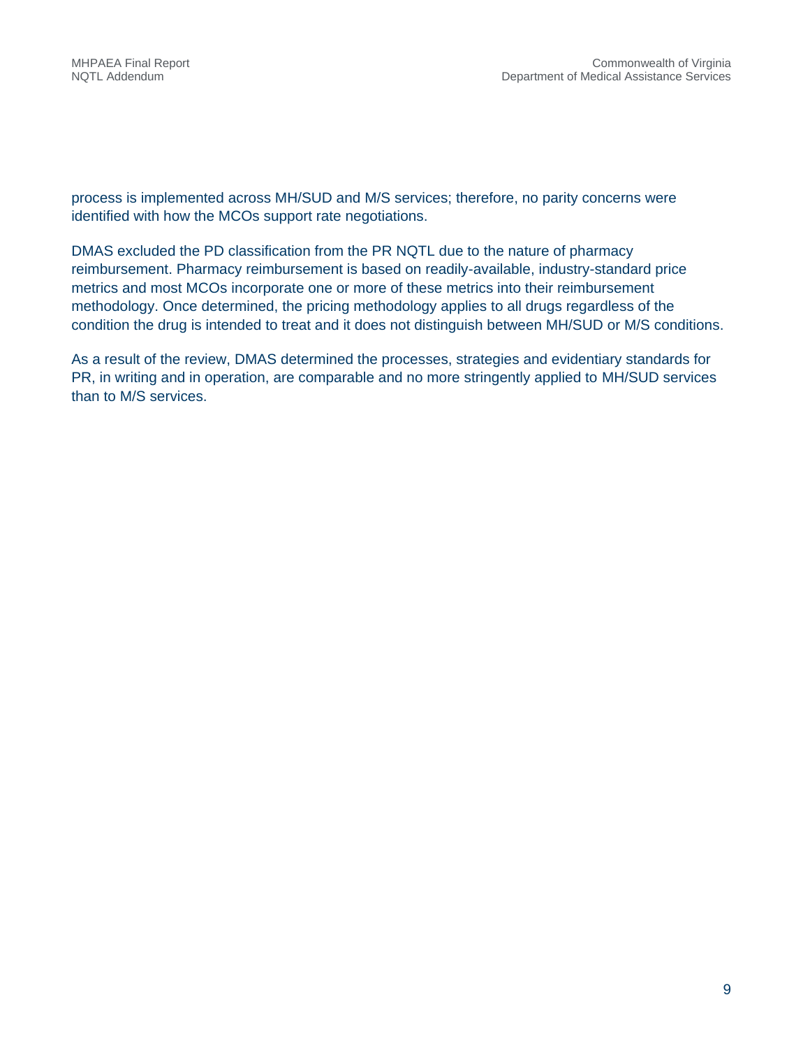process is implemented across MH/SUD and M/S services; therefore, no parity concerns were identified with how the MCOs support rate negotiations.

DMAS excluded the PD classification from the PR NQTL due to the nature of pharmacy reimbursement. Pharmacy reimbursement is based on readily-available, industry-standard price metrics and most MCOs incorporate one or more of these metrics into their reimbursement methodology. Once determined, the pricing methodology applies to all drugs regardless of the condition the drug is intended to treat and it does not distinguish between MH/SUD or M/S conditions.

As a result of the review, DMAS determined the processes, strategies and evidentiary standards for PR, in writing and in operation, are comparable and no more stringently applied to MH/SUD services than to M/S services.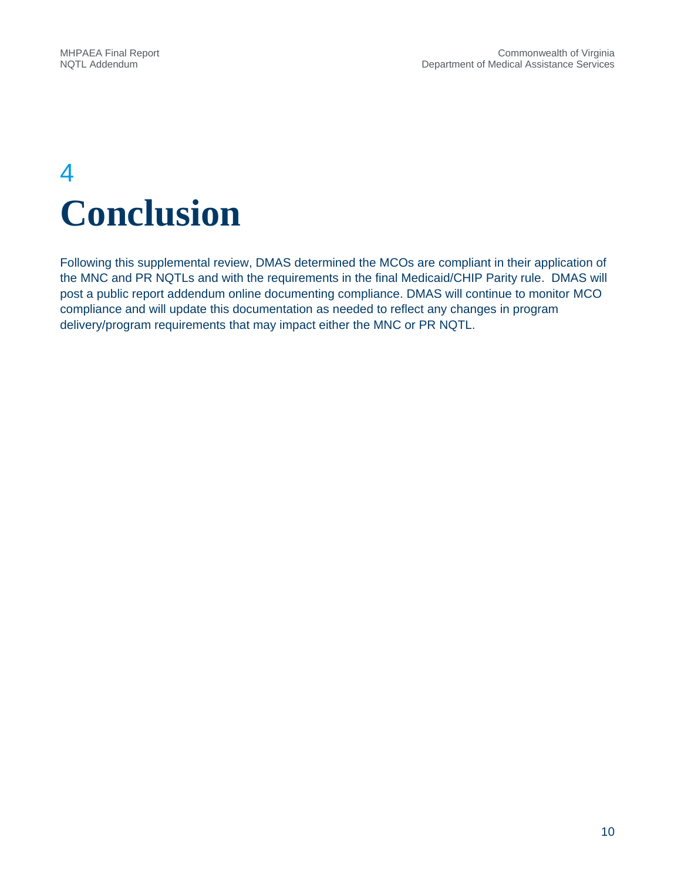# 4 Conclusion

Following this supplemental review, DMAS determined the MCOs are compliant in their application of the MNC and PR NQTLs and with the requirements in the final Medicaid/CHIP Parity rule. DMAS will post a public report addendum online documenting compliance. DMAS will continue to monitor MCO compliance and will update this documentation as needed to reflect any changes in program delivery/program requirements that may impact either the MNC or PR NQTL.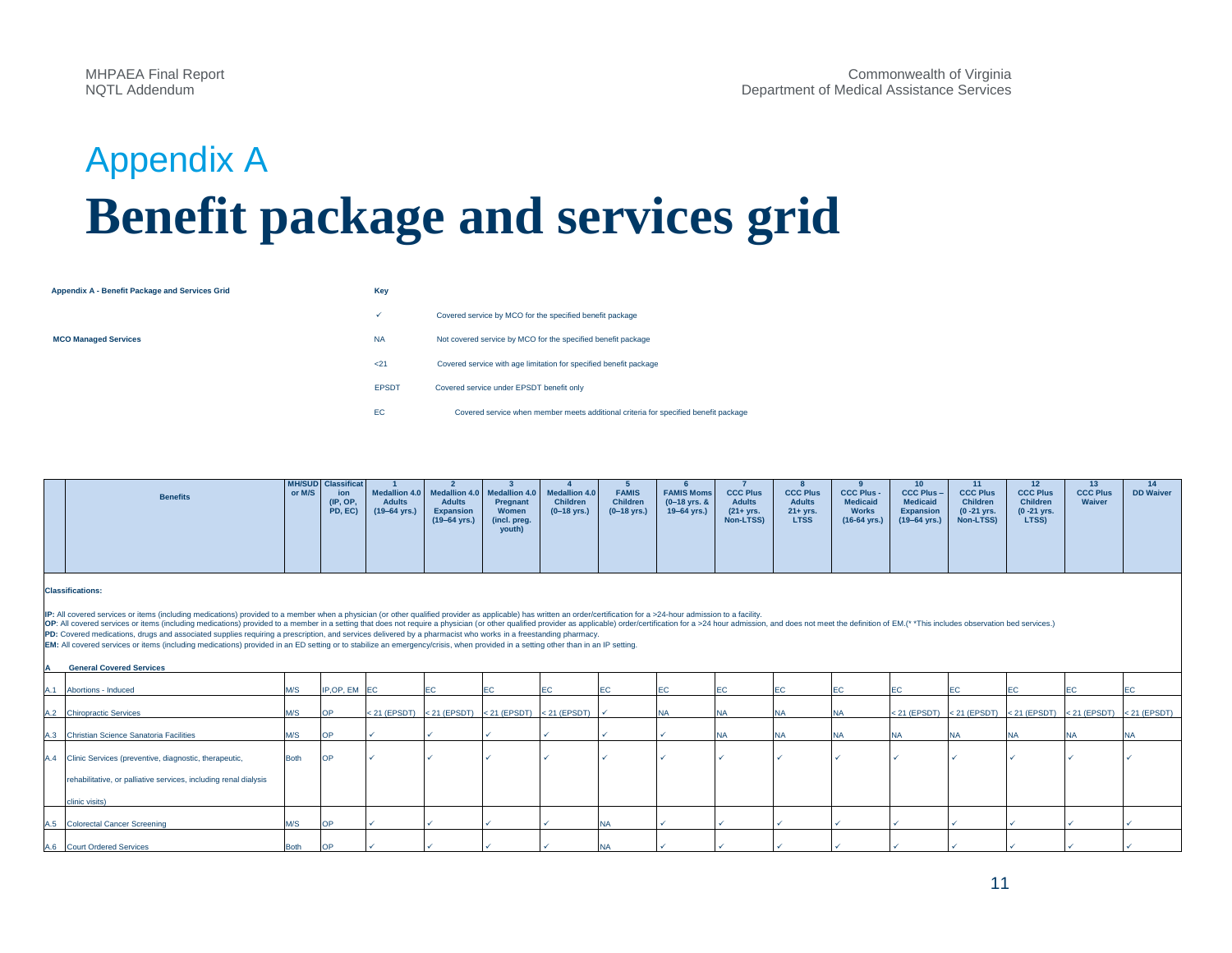# Appendix A

# Benefit package and services grid

**Appendix A - Benefit Package and Services Grid**

**MCO Managed Services**

**Key**

| Symbol | Meaning |
|---|---|
| ✓ | Covered service by MCO for the specified benefit package |
| NA | Not covered service by MCO for the specified benefit package |
| <21 | Covered service with age limitation for specified benefit package |
| EPSDT | Covered service under EPSDT benefit only |
| EC | Covered service when member meets additional criteria for specified benefit package |

**Classifications:**

**IP:** All covered services or items (including medications) provided to a member when a physician (or other qualified provider as applicable) has written an order/certification for a >24-hour admission to a facility.

**OP**: All covered services or items (including medications) provided to a member in a setting that does not require a physician (or other qualified provider as applicable) order/certification for a >24 hour admission, and does not meet the definition of EM.(* *This includes observation bed services.)

**PD:** Covered medications, drugs and associated supplies requiring a prescription, and services delivered by a pharmacist who works in a freestanding pharmacy.

**EM:** All covered services or items (including medications) provided in an ED setting or to stabilize an emergency/crisis, when provided in a setting other than in an IP setting.

| | Benefits | MH/SUD or M/S | Classification (IP, OP, PD, EC) | 1 Medallion 4.0 Adults (19–64 yrs.) | 2 Medallion 4.0 Adults Expansion (19–64 yrs.) | 3 Medallion 4.0 Pregnant Women (incl. preg. youth) | 4 Medallion 4.0 Children (0–18 yrs.) | 5 FAMIS Children (0–18 yrs.) | 6 FAMIS Moms (0–18 yrs. & 19–64 yrs.) | 7 CCC Plus Adults (21+ yrs. Non-LTSS) | 8 CCC Plus Adults 21+ yrs. LTSS | 9 CCC Plus - Medicaid Works (16-64 yrs.) | 10 CCC Plus – Medicaid Expansion (19–64 yrs.) | 11 CCC Plus Children (0 -21 yrs. Non-LTSS) | 12 CCC Plus Children (0 -21 yrs. LTSS) | 13 CCC Plus Waiver | 14 DD Waiver |
|---|---|---|---|---|---|---|---|---|---|---|---|---|---|---|---|---|---|
| **A** | **General Covered Services** | | | | | | | | | | | | | | | | |
| A.1 | Abortions - Induced | M/S | IP,OP, EM | EC | EC | EC | EC | EC | EC | EC | EC | EC | EC | EC | EC | EC | EC |
| A.2 | Chiropractic Services | M/S | OP | < 21 (EPSDT) | < 21 (EPSDT) | < 21 (EPSDT) | < 21 (EPSDT) | ✓ | NA | NA | NA | NA | < 21 (EPSDT) | < 21 (EPSDT) | < 21 (EPSDT) | < 21 (EPSDT) | < 21 (EPSDT) |
| A.3 | Christian Science Sanatoria Facilities | M/S | OP | ✓ | ✓ | ✓ | ✓ | ✓ | ✓ | NA | NA | NA | NA | NA | NA | NA | NA |
| A.4 | Clinic Services (preventive, diagnostic, therapeutic, rehabilitative, or palliative services, including renal dialysis clinic visits) | Both | OP | ✓ | ✓ | ✓ | ✓ | ✓ | ✓ | ✓ | ✓ | ✓ | ✓ | ✓ | ✓ | ✓ | ✓ |
| A.5 | Colorectal Cancer Screening | M/S | OP | ✓ | ✓ | ✓ | ✓ | NA | ✓ | ✓ | ✓ | ✓ | ✓ | ✓ | ✓ | ✓ | ✓ |
| A.6 | Court Ordered Services | Both | OP | ✓ | ✓ | ✓ | ✓ | NA | ✓ | ✓ | ✓ | ✓ | ✓ | ✓ | ✓ | ✓ | ✓ |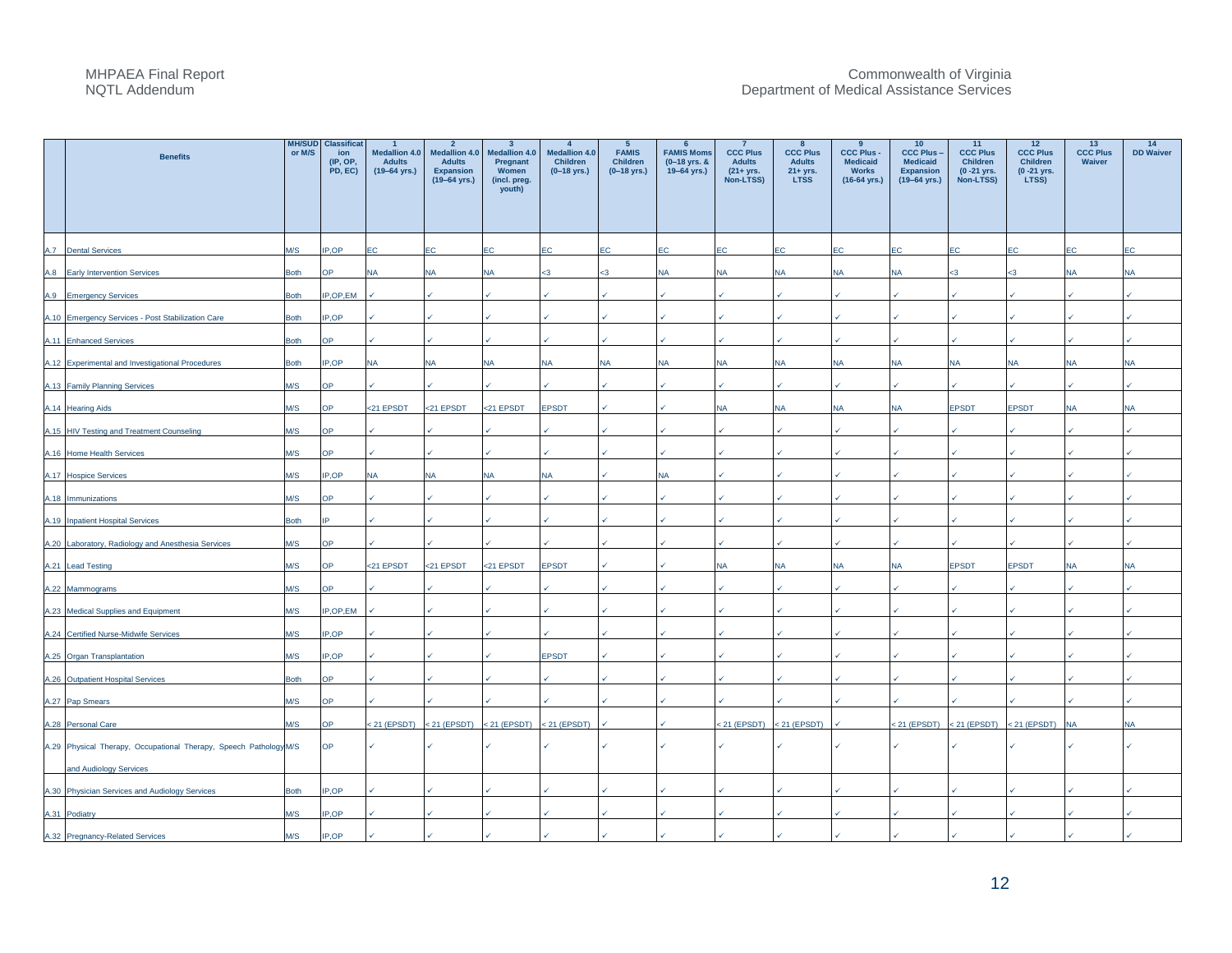| | Benefits | MH/SUD or M/S | Classification (IP, OP, PD, EC) | 1 Medallion 4.0 Adults (19–64 yrs.) | 2 Medallion 4.0 Adults Expansion (19–64 yrs.) | 3 Medallion 4.0 Pregnant Women (incl. preg. youth) | 4 Medallion 4.0 Children (0–18 yrs.) | 5 FAMIS Children (0–18 yrs.) | 6 FAMIS Moms (0–18 yrs. & 19–64 yrs.) | 7 CCC Plus Adults (21+ yrs. Non-LTSS) | 8 CCC Plus Adults 21+ yrs. LTSS | 9 CCC Plus - Medicaid Works (16-64 yrs.) | 10 CCC Plus – Medicaid Expansion (19–64 yrs.) | 11 CCC Plus Children (0 -21 yrs. Non-LTSS) | 12 CCC Plus Children (0 -21 yrs. LTSS) | 13 CCC Plus Waiver | 14 DD Waiver |
|---|---|---|---|---|---|---|---|---|---|---|---|---|---|---|---|---|---|
| A.7 | Dental Services | M/S | IP,OP | EC | EC | EC | EC | EC | EC | EC | EC | EC | EC | EC | EC | EC | EC |
| A.8 | Early Intervention Services | Both | OP | NA | NA | NA | <3 | <3 | NA | NA | NA | NA | NA | <3 | <3 | NA | NA |
| A.9 | Emergency Services | Both | IP,OP,EM | ✓ | ✓ | ✓ | ✓ | ✓ | ✓ | ✓ | ✓ | ✓ | ✓ | ✓ | ✓ | ✓ | ✓ |
| A.10 | Emergency Services - Post Stabilization Care | Both | IP,OP | ✓ | ✓ | ✓ | ✓ | ✓ | ✓ | ✓ | ✓ | ✓ | ✓ | ✓ | ✓ | ✓ | ✓ |
| A.11 | Enhanced Services | Both | OP | ✓ | ✓ | ✓ | ✓ | ✓ | ✓ | ✓ | ✓ | ✓ | ✓ | ✓ | ✓ | ✓ | ✓ |
| A.12 | Experimental and Investigational Procedures | Both | IP,OP | NA | NA | NA | NA | NA | NA | NA | NA | NA | NA | NA | NA | NA | NA |
| A.13 | Family Planning Services | M/S | OP | ✓ | ✓ | ✓ | ✓ | ✓ | ✓ | ✓ | ✓ | ✓ | ✓ | ✓ | ✓ | ✓ | ✓ |
| A.14 | Hearing Aids | M/S | OP | <21 EPSDT | <21 EPSDT | <21 EPSDT | EPSDT | ✓ | ✓ | NA | NA | NA | NA | EPSDT | EPSDT | NA | NA |
| A.15 | HIV Testing and Treatment Counseling | M/S | OP | ✓ | ✓ | ✓ | ✓ | ✓ | ✓ | ✓ | ✓ | ✓ | ✓ | ✓ | ✓ | ✓ | ✓ |
| A.16 | Home Health Services | M/S | OP | ✓ | ✓ | ✓ | ✓ | ✓ | ✓ | ✓ | ✓ | ✓ | ✓ | ✓ | ✓ | ✓ | ✓ |
| A.17 | Hospice Services | M/S | IP,OP | NA | NA | NA | NA | ✓ | NA | ✓ | ✓ | ✓ | ✓ | ✓ | ✓ | ✓ | ✓ |
| A.18 | Immunizations | M/S | OP | ✓ | ✓ | ✓ | ✓ | ✓ | ✓ | ✓ | ✓ | ✓ | ✓ | ✓ | ✓ | ✓ | ✓ |
| A.19 | Inpatient Hospital Services | Both | IP | ✓ | ✓ | ✓ | ✓ | ✓ | ✓ | ✓ | ✓ | ✓ | ✓ | ✓ | ✓ | ✓ | ✓ |
| A.20 | Laboratory, Radiology and Anesthesia Services | M/S | OP | ✓ | ✓ | ✓ | ✓ | ✓ | ✓ | ✓ | ✓ | ✓ | ✓ | ✓ | ✓ | ✓ | ✓ |
| A.21 | Lead Testing | M/S | OP | <21 EPSDT | <21 EPSDT | <21 EPSDT | EPSDT | ✓ | ✓ | NA | NA | NA | NA | EPSDT | EPSDT | NA | NA |
| A.22 | Mammograms | M/S | OP | ✓ | ✓ | ✓ | ✓ | ✓ | ✓ | ✓ | ✓ | ✓ | ✓ | ✓ | ✓ | ✓ | ✓ |
| A.23 | Medical Supplies and Equipment | M/S | IP,OP,EM | ✓ | ✓ | ✓ | ✓ | ✓ | ✓ | ✓ | ✓ | ✓ | ✓ | ✓ | ✓ | ✓ | ✓ |
| A.24 | Certified Nurse-Midwife Services | M/S | IP,OP | ✓ | ✓ | ✓ | ✓ | ✓ | ✓ | ✓ | ✓ | ✓ | ✓ | ✓ | ✓ | ✓ | ✓ |
| A.25 | Organ Transplantation | M/S | IP,OP | ✓ | ✓ | ✓ | EPSDT | ✓ | ✓ | ✓ | ✓ | ✓ | ✓ | ✓ | ✓ | ✓ | ✓ |
| A.26 | Outpatient Hospital Services | Both | OP | ✓ | ✓ | ✓ | ✓ | ✓ | ✓ | ✓ | ✓ | ✓ | ✓ | ✓ | ✓ | ✓ | ✓ |
| A.27 | Pap Smears | M/S | OP | ✓ | ✓ | ✓ | ✓ | ✓ | ✓ | ✓ | ✓ | ✓ | ✓ | ✓ | ✓ | ✓ | ✓ |
| A.28 | Personal Care | M/S | OP | < 21 (EPSDT) | < 21 (EPSDT) | < 21 (EPSDT) | < 21 (EPSDT) | ✓ | ✓ | < 21 (EPSDT) | < 21 (EPSDT) | ✓ | < 21 (EPSDT) | < 21 (EPSDT) | < 21 (EPSDT) | NA | NA |
| A.29 | Physical Therapy, Occupational Therapy, Speech Pathology and Audiology Services | M/S | OP | ✓ | ✓ | ✓ | ✓ | ✓ | ✓ | ✓ | ✓ | ✓ | ✓ | ✓ | ✓ | ✓ | ✓ |
| A.30 | Physician Services and Audiology Services | Both | IP,OP | ✓ | ✓ | ✓ | ✓ | ✓ | ✓ | ✓ | ✓ | ✓ | ✓ | ✓ | ✓ | ✓ | ✓ |
| A.31 | Podiatry | M/S | IP,OP | ✓ | ✓ | ✓ | ✓ | ✓ | ✓ | ✓ | ✓ | ✓ | ✓ | ✓ | ✓ | ✓ | ✓ |
| A.32 | Pregnancy-Related Services | M/S | IP,OP | ✓ | ✓ | ✓ | ✓ | ✓ | ✓ | ✓ | ✓ | ✓ | ✓ | ✓ | ✓ | ✓ | ✓ |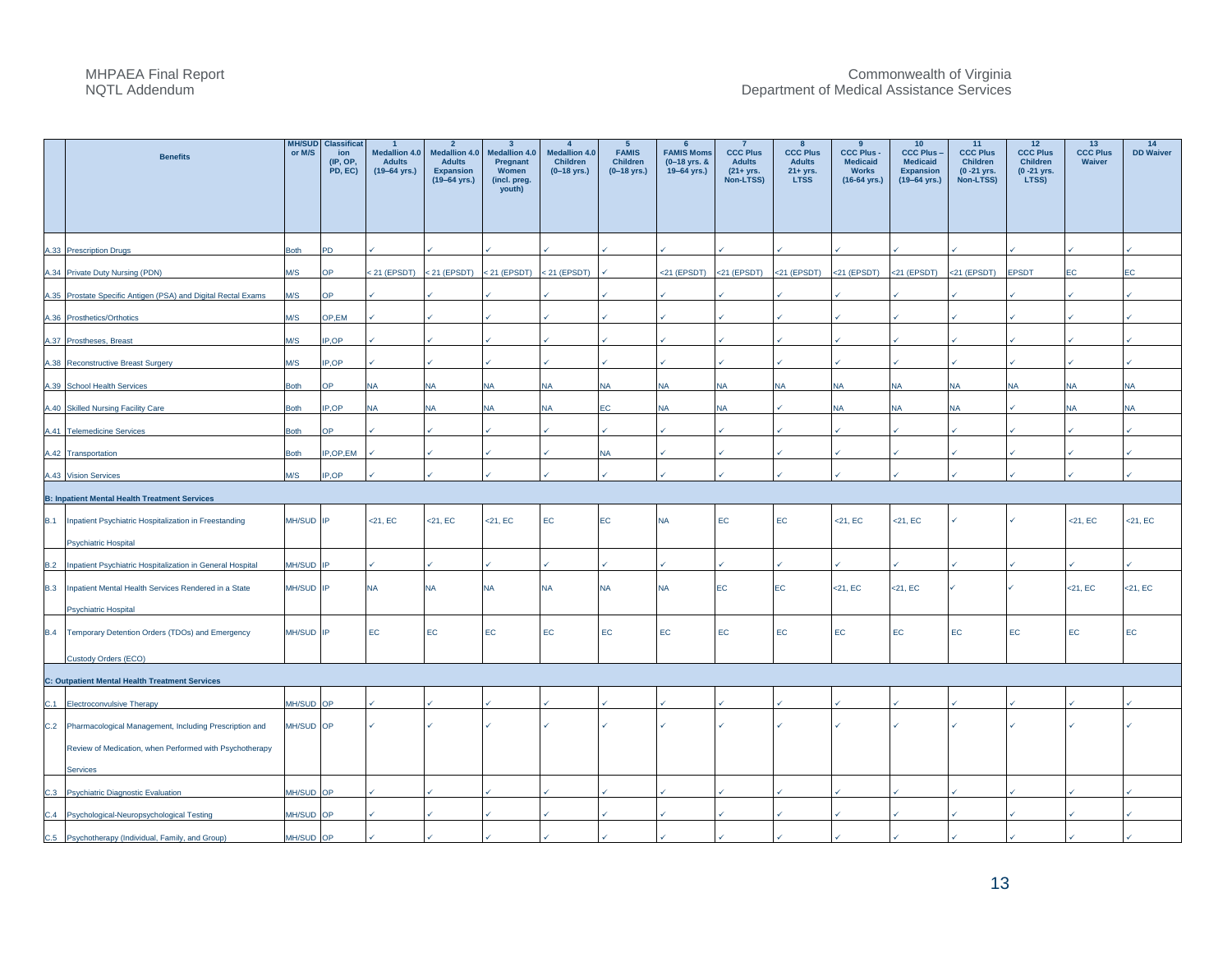| | Benefits | MH/SUD or M/S | Classification (IP, OP, PD, EC) | 1 Medallion 4.0 Adults (19–64 yrs.) | 2 Medallion 4.0 Adults Expansion (19–64 yrs.) | 3 Medallion 4.0 Pregnant Women (incl. preg. youth) | 4 Medallion 4.0 Children (0–18 yrs.) | 5 FAMIS Children (0–18 yrs.) | 6 FAMIS Moms (0–18 yrs. & 19–64 yrs.) | 7 CCC Plus Adults (21+ yrs. Non-LTSS) | 8 CCC Plus Adults 21+ yrs. LTSS | 9 CCC Plus - Medicaid Works (16-64 yrs.) | 10 CCC Plus – Medicaid Expansion (19–64 yrs.) | 11 CCC Plus Children (0 -21 yrs. Non-LTSS) | 12 CCC Plus Children (0 -21 yrs. LTSS) | 13 CCC Plus Waiver | 14 DD Waiver |
|---|---|---|---|---|---|---|---|---|---|---|---|---|---|---|---|---|---|
| A.33 | Prescription Drugs | Both | PD | ✓ | ✓ | ✓ | ✓ | ✓ | ✓ | ✓ | ✓ | ✓ | ✓ | ✓ | ✓ | ✓ | ✓ |
| A.34 | Private Duty Nursing (PDN) | M/S | OP | < 21 (EPSDT) | < 21 (EPSDT) | < 21 (EPSDT) | < 21 (EPSDT) | ✓ | <21 (EPSDT) | <21 (EPSDT) | <21 (EPSDT) | <21 (EPSDT) | <21 (EPSDT) | <21 (EPSDT) | EPSDT | EC | EC |
| A.35 | Prostate Specific Antigen (PSA) and Digital Rectal Exams | M/S | OP | ✓ | ✓ | ✓ | ✓ | ✓ | ✓ | ✓ | ✓ | ✓ | ✓ | ✓ | ✓ | ✓ | ✓ |
| A.36 | Prosthetics/Orthotics | M/S | OP,EM | ✓ | ✓ | ✓ | ✓ | ✓ | ✓ | ✓ | ✓ | ✓ | ✓ | ✓ | ✓ | ✓ | ✓ |
| A.37 | Prostheses, Breast | M/S | IP,OP | ✓ | ✓ | ✓ | ✓ | ✓ | ✓ | ✓ | ✓ | ✓ | ✓ | ✓ | ✓ | ✓ | ✓ |
| A.38 | Reconstructive Breast Surgery | M/S | IP,OP | ✓ | ✓ | ✓ | ✓ | ✓ | ✓ | ✓ | ✓ | ✓ | ✓ | ✓ | ✓ | ✓ | ✓ |
| A.39 | School Health Services | Both | OP | NA | NA | NA | NA | NA | NA | NA | NA | NA | NA | NA | NA | NA | NA |
| A.40 | Skilled Nursing Facility Care | Both | IP,OP | NA | NA | NA | NA | EC | NA | NA | ✓ | NA | NA | NA | ✓ | NA | NA |
| A.41 | Telemedicine Services | Both | OP | ✓ | ✓ | ✓ | ✓ | ✓ | ✓ | ✓ | ✓ | ✓ | ✓ | ✓ | ✓ | ✓ | ✓ |
| A.42 | Transportation | Both | IP,OP,EM | ✓ | ✓ | ✓ | ✓ | NA | ✓ | ✓ | ✓ | ✓ | ✓ | ✓ | ✓ | ✓ | ✓ |
| A.43 | Vision Services | M/S | IP,OP | ✓ | ✓ | ✓ | ✓ | ✓ | ✓ | ✓ | ✓ | ✓ | ✓ | ✓ | ✓ | ✓ | ✓ |
| **B: Inpatient Mental Health Treatment Services** | | | | | | | | | | | | | | | | | |
| B.1 | Inpatient Psychiatric Hospitalization in Freestanding Psychiatric Hospital | MH/SUD | IP | <21, EC | <21, EC | <21, EC | EC | EC | NA | EC | EC | <21, EC | <21, EC | ✓ | ✓ | <21, EC | <21, EC |
| B.2 | Inpatient Psychiatric Hospitalization in General Hospital | MH/SUD | IP | ✓ | ✓ | ✓ | ✓ | ✓ | ✓ | ✓ | ✓ | ✓ | ✓ | ✓ | ✓ | ✓ | ✓ |
| B.3 | Inpatient Mental Health Services Rendered in a State Psychiatric Hospital | MH/SUD | IP | NA | NA | NA | NA | NA | NA | EC | EC | <21, EC | <21, EC | ✓ | ✓ | <21, EC | <21, EC |
| B.4 | Temporary Detention Orders (TDOs) and Emergency Custody Orders (ECO) | MH/SUD | IP | EC | EC | EC | EC | EC | EC | EC | EC | EC | EC | EC | EC | EC | EC |
| **C: Outpatient Mental Health Treatment Services** | | | | | | | | | | | | | | | | | |
| C.1 | Electroconvulsive Therapy | MH/SUD | OP | ✓ | ✓ | ✓ | ✓ | ✓ | ✓ | ✓ | ✓ | ✓ | ✓ | ✓ | ✓ | ✓ | ✓ |
| C.2 | Pharmacological Management, Including Prescription and Review of Medication, when Performed with Psychotherapy Services | MH/SUD | OP | ✓ | ✓ | ✓ | ✓ | ✓ | ✓ | ✓ | ✓ | ✓ | ✓ | ✓ | ✓ | ✓ | ✓ |
| C.3 | Psychiatric Diagnostic Evaluation | MH/SUD | OP | ✓ | ✓ | ✓ | ✓ | ✓ | ✓ | ✓ | ✓ | ✓ | ✓ | ✓ | ✓ | ✓ | ✓ |
| C.4 | Psychological-Neuropsychological Testing | MH/SUD | OP | ✓ | ✓ | ✓ | ✓ | ✓ | ✓ | ✓ | ✓ | ✓ | ✓ | ✓ | ✓ | ✓ | ✓ |
| C.5 | Psychotherapy (Individual, Family, and Group) | MH/SUD | OP | ✓ | ✓ | ✓ | ✓ | ✓ | ✓ | ✓ | ✓ | ✓ | ✓ | ✓ | ✓ | ✓ | ✓ |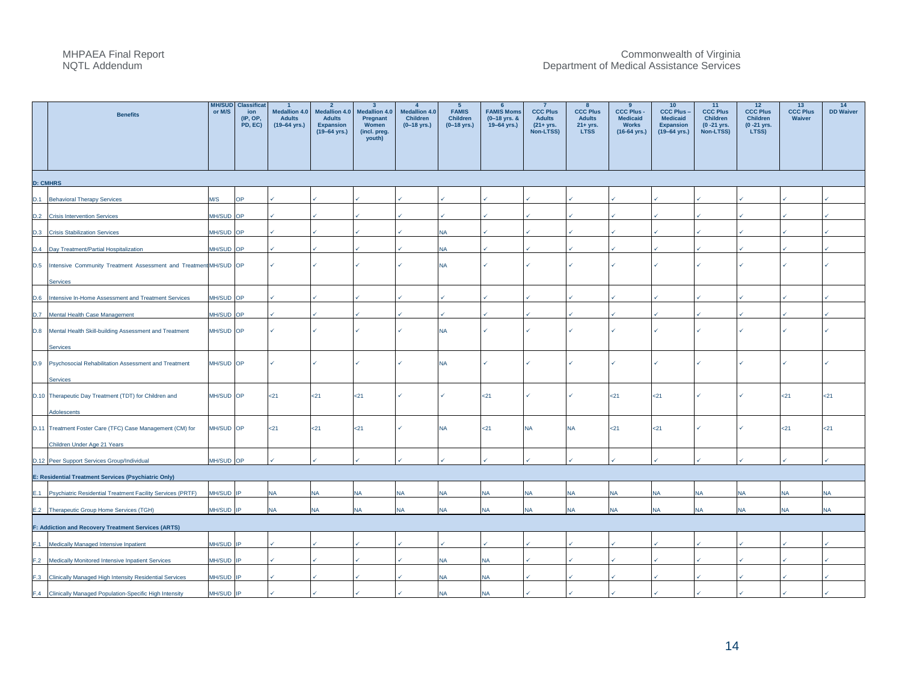| | Benefits | MH/SUD or M/S | Classification (IP, OP, PD, EC) | 1 Medallion 4.0 Adults (19–64 yrs.) | 2 Medallion 4.0 Adults Expansion (19–64 yrs.) | 3 Medallion 4.0 Pregnant Women (incl. preg. youth) | 4 Medallion 4.0 Children (0–18 yrs.) | 5 FAMIS Children (0–18 yrs.) | 6 FAMIS Moms (0–18 yrs. & 19–64 yrs.) | 7 CCC Plus Adults (21+ yrs. Non-LTSS) | 8 CCC Plus Adults 21+ yrs. LTSS | 9 CCC Plus - Medicaid Works (16-64 yrs.) | 10 CCC Plus – Medicaid Expansion (19–64 yrs.) | 11 CCC Plus Children (0 -21 yrs. Non-LTSS) | 12 CCC Plus Children (0 -21 yrs. LTSS) | 13 CCC Plus Waiver | 14 DD Waiver |
|---|---|---|---|---|---|---|---|---|---|---|---|---|---|---|---|---|---|
| **D: CMHRS** | | | | | | | | | | | | | | | | | |
| D.1 | Behavioral Therapy Services | M/S | OP | ✓ | ✓ | ✓ | ✓ | ✓ | ✓ | ✓ | ✓ | ✓ | ✓ | ✓ | ✓ | ✓ | ✓ |
| D.2 | Crisis Intervention Services | MH/SUD | OP | ✓ | ✓ | ✓ | ✓ | ✓ | ✓ | ✓ | ✓ | ✓ | ✓ | ✓ | ✓ | ✓ | ✓ |
| D.3 | Crisis Stabilization Services | MH/SUD | OP | ✓ | ✓ | ✓ | ✓ | NA | ✓ | ✓ | ✓ | ✓ | ✓ | ✓ | ✓ | ✓ | ✓ |
| D.4 | Day Treatment/Partial Hospitalization | MH/SUD | OP | ✓ | ✓ | ✓ | ✓ | NA | ✓ | ✓ | ✓ | ✓ | ✓ | ✓ | ✓ | ✓ | ✓ |
| D.5 | Intensive Community Treatment Assessment and Treatment Services | MH/SUD | OP | ✓ | ✓ | ✓ | ✓ | NA | ✓ | ✓ | ✓ | ✓ | ✓ | ✓ | ✓ | ✓ | ✓ |
| D.6 | Intensive In-Home Assessment and Treatment Services | MH/SUD | OP | ✓ | ✓ | ✓ | ✓ | ✓ | ✓ | ✓ | ✓ | ✓ | ✓ | ✓ | ✓ | ✓ | ✓ |
| D.7 | Mental Health Case Management | MH/SUD | OP | ✓ | ✓ | ✓ | ✓ | ✓ | ✓ | ✓ | ✓ | ✓ | ✓ | ✓ | ✓ | ✓ | ✓ |
| D.8 | Mental Health Skill-building Assessment and Treatment Services | MH/SUD | OP | ✓ | ✓ | ✓ | ✓ | NA | ✓ | ✓ | ✓ | ✓ | ✓ | ✓ | ✓ | ✓ | ✓ |
| D.9 | Psychosocial Rehabilitation Assessment and Treatment Services | MH/SUD | OP | ✓ | ✓ | ✓ | ✓ | NA | ✓ | ✓ | ✓ | ✓ | ✓ | ✓ | ✓ | ✓ | ✓ |
| D.10 | Therapeutic Day Treatment (TDT) for Children and Adolescents | MH/SUD | OP | <21 | <21 | <21 | ✓ | ✓ | <21 | ✓ | ✓ | <21 | <21 | ✓ | ✓ | <21 | <21 |
| D.11 | Treatment Foster Care (TFC) Case Management (CM) for Children Under Age 21 Years | MH/SUD | OP | <21 | <21 | <21 | ✓ | NA | <21 | NA | NA | <21 | <21 | ✓ | ✓ | <21 | <21 |
| D.12 | Peer Support Services Group/Individual | MH/SUD | OP | ✓ | ✓ | ✓ | ✓ | ✓ | ✓ | ✓ | ✓ | ✓ | ✓ | ✓ | ✓ | ✓ | ✓ |
| **E: Residential Treatment Services (Psychiatric Only)** | | | | | | | | | | | | | | | | | |
| E.1 | Psychiatric Residential Treatment Facility Services (PRTF) | MH/SUD | IP | NA | NA | NA | NA | NA | NA | NA | NA | NA | NA | NA | NA | NA | NA |
| E.2 | Therapeutic Group Home Services (TGH) | MH/SUD | IP | NA | NA | NA | NA | NA | NA | NA | NA | NA | NA | NA | NA | NA | NA |
| **F: Addiction and Recovery Treatment Services (ARTS)** | | | | | | | | | | | | | | | | | |
| F.1 | Medically Managed Intensive Inpatient | MH/SUD | IP | ✓ | ✓ | ✓ | ✓ | ✓ | ✓ | ✓ | ✓ | ✓ | ✓ | ✓ | ✓ | ✓ | ✓ |
| F.2 | Medically Monitored Intensive Inpatient Services | MH/SUD | IP | ✓ | ✓ | ✓ | ✓ | NA | NA | ✓ | ✓ | ✓ | ✓ | ✓ | ✓ | ✓ | ✓ |
| F.3 | Clinically Managed High Intensity Residential Services | MH/SUD | IP | ✓ | ✓ | ✓ | ✓ | NA | NA | ✓ | ✓ | ✓ | ✓ | ✓ | ✓ | ✓ | ✓ |
| F.4 | Clinically Managed Population-Specific High Intensity | MH/SUD | IP | ✓ | ✓ | ✓ | ✓ | NA | NA | ✓ | ✓ | ✓ | ✓ | ✓ | ✓ | ✓ | ✓ |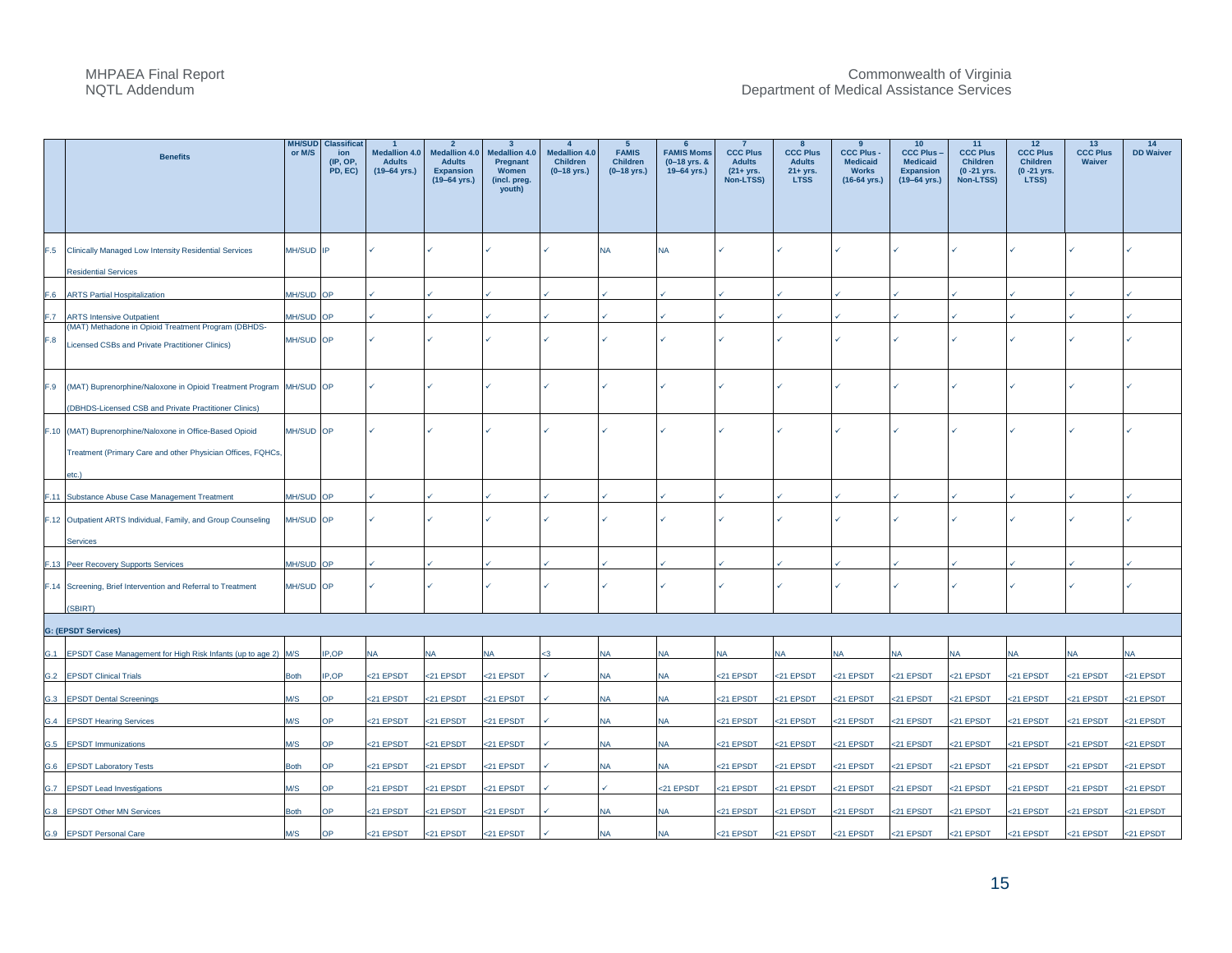| | Benefits | MH/SUD or M/S | Classification (IP, OP, PD, EC) | 1 Medallion 4.0 Adults (19–64 yrs.) | 2 Medallion 4.0 Adults Expansion (19–64 yrs.) | 3 Medallion 4.0 Pregnant Women (incl. preg. youth) | 4 Medallion 4.0 Children (0–18 yrs.) | 5 FAMIS Children (0–18 yrs.) | 6 FAMIS Moms (0–18 yrs. & 19–64 yrs.) | 7 CCC Plus Adults (21+ yrs. Non-LTSS) | 8 CCC Plus Adults 21+ yrs. LTSS | 9 CCC Plus - Medicaid Works (16-64 yrs.) | 10 CCC Plus – Medicaid Expansion (19–64 yrs.) | 11 CCC Plus Children (0 -21 yrs. Non-LTSS) | 12 CCC Plus Children (0 -21 yrs. LTSS) | 13 CCC Plus Waiver | 14 DD Waiver |
|---|---|---|---|---|---|---|---|---|---|---|---|---|---|---|---|---|---|
| F.5 | Clinically Managed Low Intensity Residential Services Residential Services | MH/SUD | IP | ✓ | ✓ | ✓ | ✓ | NA | NA | ✓ | ✓ | ✓ | ✓ | ✓ | ✓ | ✓ | ✓ |
| F.6 | ARTS Partial Hospitalization | MH/SUD | OP | ✓ | ✓ | ✓ | ✓ | ✓ | ✓ | ✓ | ✓ | ✓ | ✓ | ✓ | ✓ | ✓ | ✓ |
| F.7 | ARTS Intensive Outpatient | MH/SUD | OP | ✓ | ✓ | ✓ | ✓ | ✓ | ✓ | ✓ | ✓ | ✓ | ✓ | ✓ | ✓ | ✓ | ✓ |
| F.8 | (MAT) Methadone in Opioid Treatment Program (DBHDS-Licensed CSBs and Private Practitioner Clinics) | MH/SUD | OP | ✓ | ✓ | ✓ | ✓ | ✓ | ✓ | ✓ | ✓ | ✓ | ✓ | ✓ | ✓ | ✓ | ✓ |
| F.9 | (MAT) Buprenorphine/Naloxone in Opioid Treatment Program (DBHDS-Licensed CSB and Private Practitioner Clinics) | MH/SUD | OP | ✓ | ✓ | ✓ | ✓ | ✓ | ✓ | ✓ | ✓ | ✓ | ✓ | ✓ | ✓ | ✓ | ✓ |
| F.10 | (MAT) Buprenorphine/Naloxone in Office-Based Opioid Treatment (Primary Care and other Physician Offices, FQHCs, etc.) | MH/SUD | OP | ✓ | ✓ | ✓ | ✓ | ✓ | ✓ | ✓ | ✓ | ✓ | ✓ | ✓ | ✓ | ✓ | ✓ |
| F.11 | Substance Abuse Case Management Treatment | MH/SUD | OP | ✓ | ✓ | ✓ | ✓ | ✓ | ✓ | ✓ | ✓ | ✓ | ✓ | ✓ | ✓ | ✓ | ✓ |
| F.12 | Outpatient ARTS Individual, Family, and Group Counseling Services | MH/SUD | OP | ✓ | ✓ | ✓ | ✓ | ✓ | ✓ | ✓ | ✓ | ✓ | ✓ | ✓ | ✓ | ✓ | ✓ |
| F.13 | Peer Recovery Supports Services | MH/SUD | OP | ✓ | ✓ | ✓ | ✓ | ✓ | ✓ | ✓ | ✓ | ✓ | ✓ | ✓ | ✓ | ✓ | ✓ |
| F.14 | Screening, Brief Intervention and Referral to Treatment (SBIRT) | MH/SUD | OP | ✓ | ✓ | ✓ | ✓ | ✓ | ✓ | ✓ | ✓ | ✓ | ✓ | ✓ | ✓ | ✓ | ✓ |
| **G: (EPSDT Services)** | | | | | | | | | | | | | | | | | |
| G.1 | EPSDT Case Management for High Risk Infants (up to age 2) | M/S | IP,OP | NA | NA | NA | <3 | NA | NA | NA | NA | NA | NA | NA | NA | NA | NA |
| G.2 | EPSDT Clinical Trials | Both | IP,OP | <21 EPSDT | <21 EPSDT | <21 EPSDT | ✓ | NA | NA | <21 EPSDT | <21 EPSDT | <21 EPSDT | <21 EPSDT | <21 EPSDT | <21 EPSDT | <21 EPSDT | <21 EPSDT |
| G.3 | EPSDT Dental Screenings | M/S | OP | <21 EPSDT | <21 EPSDT | <21 EPSDT | ✓ | NA | NA | <21 EPSDT | <21 EPSDT | <21 EPSDT | <21 EPSDT | <21 EPSDT | <21 EPSDT | <21 EPSDT | <21 EPSDT |
| G.4 | EPSDT Hearing Services | M/S | OP | <21 EPSDT | <21 EPSDT | <21 EPSDT | ✓ | NA | NA | <21 EPSDT | <21 EPSDT | <21 EPSDT | <21 EPSDT | <21 EPSDT | <21 EPSDT | <21 EPSDT | <21 EPSDT |
| G.5 | EPSDT Immunizations | M/S | OP | <21 EPSDT | <21 EPSDT | <21 EPSDT | ✓ | NA | NA | <21 EPSDT | <21 EPSDT | <21 EPSDT | <21 EPSDT | <21 EPSDT | <21 EPSDT | <21 EPSDT | <21 EPSDT |
| G.6 | EPSDT Laboratory Tests | Both | OP | <21 EPSDT | <21 EPSDT | <21 EPSDT | ✓ | NA | NA | <21 EPSDT | <21 EPSDT | <21 EPSDT | <21 EPSDT | <21 EPSDT | <21 EPSDT | <21 EPSDT | <21 EPSDT |
| G.7 | EPSDT Lead Investigations | M/S | OP | <21 EPSDT | <21 EPSDT | <21 EPSDT | ✓ | ✓ | <21 EPSDT | <21 EPSDT | <21 EPSDT | <21 EPSDT | <21 EPSDT | <21 EPSDT | <21 EPSDT | <21 EPSDT | <21 EPSDT |
| G.8 | EPSDT Other MN Services | Both | OP | <21 EPSDT | <21 EPSDT | <21 EPSDT | ✓ | NA | NA | <21 EPSDT | <21 EPSDT | <21 EPSDT | <21 EPSDT | <21 EPSDT | <21 EPSDT | <21 EPSDT | <21 EPSDT |
| G.9 | EPSDT Personal Care | M/S | OP | <21 EPSDT | <21 EPSDT | <21 EPSDT | ✓ | NA | NA | <21 EPSDT | <21 EPSDT | <21 EPSDT | <21 EPSDT | <21 EPSDT | <21 EPSDT | <21 EPSDT | <21 EPSDT |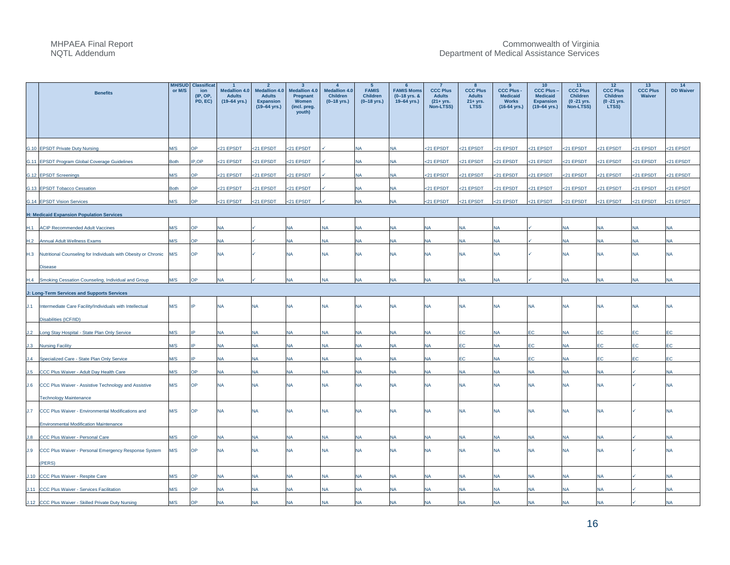| | Benefits | MH/SUD or M/S | Classification (IP, OP, PD, EC) | 1 Medallion 4.0 Adults (19–64 yrs.) | 2 Medallion 4.0 Adults Expansion (19–64 yrs.) | 3 Medallion 4.0 Pregnant Women (incl. preg. youth) | 4 Medallion 4.0 Children (0–18 yrs.) | 5 FAMIS Children (0–18 yrs.) | 6 FAMIS Moms (0–18 yrs. & 19–64 yrs.) | 7 CCC Plus Adults (21+ yrs. Non-LTSS) | 8 CCC Plus Adults 21+ yrs. LTSS | 9 CCC Plus - Medicaid Works (16-64 yrs.) | 10 CCC Plus – Medicaid Expansion (19–64 yrs.) | 11 CCC Plus Children (0 -21 yrs. Non-LTSS) | 12 CCC Plus Children (0 -21 yrs. LTSS) | 13 CCC Plus Waiver | 14 DD Waiver |
|---|---|---|---|---|---|---|---|---|---|---|---|---|---|---|---|---|---|
| G.10 | EPSDT Private Duty Nursing | M/S | OP | <21 EPSDT | <21 EPSDT | <21 EPSDT | ✓ | NA | NA | <21 EPSDT | <21 EPSDT | <21 EPSDT | <21 EPSDT | <21 EPSDT | <21 EPSDT | <21 EPSDT | <21 EPSDT |
| G.11 | EPSDT Program Global Coverage Guidelines | Both | IP,OP | <21 EPSDT | <21 EPSDT | <21 EPSDT | ✓ | NA | NA | <21 EPSDT | <21 EPSDT | <21 EPSDT | <21 EPSDT | <21 EPSDT | <21 EPSDT | <21 EPSDT | <21 EPSDT |
| G.12 | EPSDT Screenings | M/S | OP | <21 EPSDT | <21 EPSDT | <21 EPSDT | ✓ | NA | NA | <21 EPSDT | <21 EPSDT | <21 EPSDT | <21 EPSDT | <21 EPSDT | <21 EPSDT | <21 EPSDT | <21 EPSDT |
| G.13 | EPSDT Tobacco Cessation | Both | OP | <21 EPSDT | <21 EPSDT | <21 EPSDT | ✓ | NA | NA | <21 EPSDT | <21 EPSDT | <21 EPSDT | <21 EPSDT | <21 EPSDT | <21 EPSDT | <21 EPSDT | <21 EPSDT |
| G.14 | EPSDT Vision Services | M/S | OP | <21 EPSDT | <21 EPSDT | <21 EPSDT | ✓ | NA | NA | <21 EPSDT | <21 EPSDT | <21 EPSDT | <21 EPSDT | <21 EPSDT | <21 EPSDT | <21 EPSDT | <21 EPSDT |
| | **H: Medicaid Expansion Population Services** | | | | | | | | | | | | | | | | |
| H.1 | ACIP Recommended Adult Vaccines | M/S | OP | NA | ✓ | NA | NA | NA | NA | NA | NA | NA | ✓ | NA | NA | NA | NA |
| H.2 | Annual Adult Wellness Exams | M/S | OP | NA | ✓ | NA | NA | NA | NA | NA | NA | NA | ✓ | NA | NA | NA | NA |
| H.3 | Nutritional Counseling for Individuals with Obesity or Chronic Disease | M/S | OP | NA | ✓ | NA | NA | NA | NA | NA | NA | NA | ✓ | NA | NA | NA | NA |
| H.4 | Smoking Cessation Counseling, Individual and Group | M/S | OP | NA | ✓ | NA | NA | NA | NA | NA | NA | NA | ✓ | NA | NA | NA | NA |
| | **J: Long-Term Services and Supports Services** | | | | | | | | | | | | | | | | |
| J.1 | Intermediate Care Facility/Individuals with Intellectual Disabilities (ICF/IID) | M/S | IP | NA | NA | NA | NA | NA | NA | NA | NA | NA | NA | NA | NA | NA | NA |
| J.2 | Long Stay Hospital - State Plan Only Service | M/S | IP | NA | NA | NA | NA | NA | NA | NA | EC | NA | EC | NA | EC | EC | EC |
| J.3 | Nursing Facility | M/S | IP | NA | NA | NA | NA | NA | NA | NA | EC | NA | EC | NA | EC | EC | EC |
| J.4 | Specialized Care - State Plan Only Service | M/S | IP | NA | NA | NA | NA | NA | NA | NA | EC | NA | EC | NA | EC | EC | EC |
| J.5 | CCC Plus Waiver - Adult Day Health Care | M/S | OP | NA | NA | NA | NA | NA | NA | NA | NA | NA | NA | NA | NA | ✓ | NA |
| J.6 | CCC Plus Waiver - Assistive Technology and Assistive Technology Maintenance | M/S | OP | NA | NA | NA | NA | NA | NA | NA | NA | NA | NA | NA | NA | ✓ | NA |
| J.7 | CCC Plus Waiver - Environmental Modifications and Environmental Modification Maintenance | M/S | OP | NA | NA | NA | NA | NA | NA | NA | NA | NA | NA | NA | NA | ✓ | NA |
| J.8 | CCC Plus Waiver - Personal Care | M/S | OP | NA | NA | NA | NA | NA | NA | NA | NA | NA | NA | NA | NA | ✓ | NA |
| J.9 | CCC Plus Waiver - Personal Emergency Response System (PERS) | M/S | OP | NA | NA | NA | NA | NA | NA | NA | NA | NA | NA | NA | NA | ✓ | NA |
| J.10 | CCC Plus Waiver - Respite Care | M/S | OP | NA | NA | NA | NA | NA | NA | NA | NA | NA | NA | NA | NA | ✓ | NA |
| J.11 | CCC Plus Waiver - Services Facilitation | M/S | OP | NA | NA | NA | NA | NA | NA | NA | NA | NA | NA | NA | NA | ✓ | NA |
| J.12 | CCC Plus Waiver - Skilled Private Duty Nursing | M/S | OP | NA | NA | NA | NA | NA | NA | NA | NA | NA | NA | NA | NA | ✓ | NA |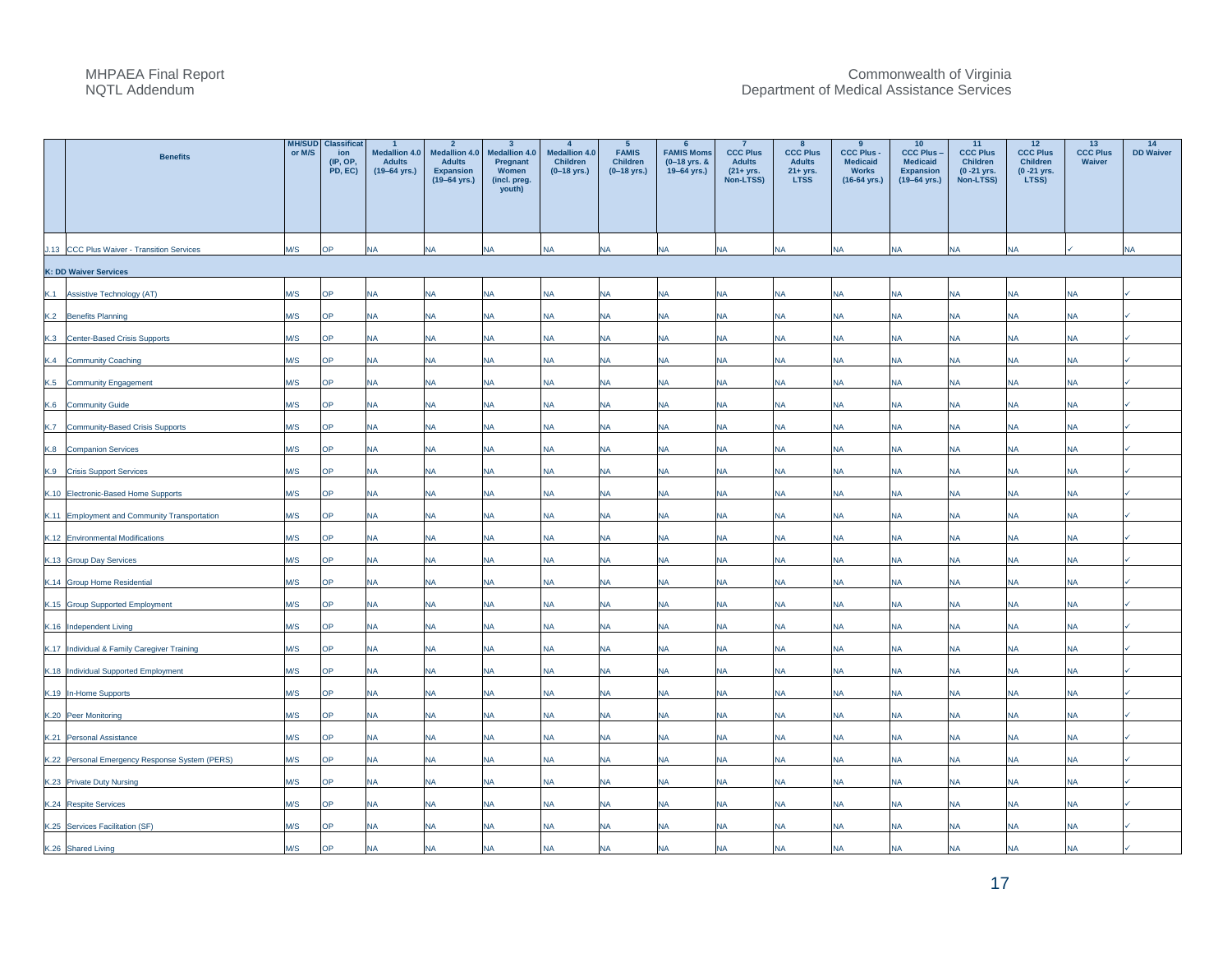| | Benefits | MH/SUD or M/S | Classification (IP, OP, PD, EC) | 1 Medallion 4.0 Adults (19–64 yrs.) | 2 Medallion 4.0 Adults Expansion (19–64 yrs.) | 3 Medallion 4.0 Pregnant Women (incl. preg. youth) | 4 Medallion 4.0 Children (0–18 yrs.) | 5 FAMIS Children (0–18 yrs.) | 6 FAMIS Moms (0–18 yrs. & 19–64 yrs.) | 7 CCC Plus Adults (21+ yrs. Non-LTSS) | 8 CCC Plus Adults 21+ yrs. LTSS | 9 CCC Plus - Medicaid Works (16-64 yrs.) | 10 CCC Plus – Medicaid Expansion (19–64 yrs.) | 11 CCC Plus Children (0 -21 yrs. Non-LTSS) | 12 CCC Plus Children (0 -21 yrs. LTSS) | 13 CCC Plus Waiver | 14 DD Waiver |
|---|---|---|---|---|---|---|---|---|---|---|---|---|---|---|---|---|---|
| J.13 | CCC Plus Waiver - Transition Services | M/S | OP | NA | NA | NA | NA | NA | NA | NA | NA | NA | NA | NA | NA | ✓ | NA |
| **K: DD Waiver Services** | | | | | | | | | | | | | | | | | |
| K.1 | Assistive Technology (AT) | M/S | OP | NA | NA | NA | NA | NA | NA | NA | NA | NA | NA | NA | NA | NA | ✓ |
| K.2 | Benefits Planning | M/S | OP | NA | NA | NA | NA | NA | NA | NA | NA | NA | NA | NA | NA | NA | ✓ |
| K.3 | Center-Based Crisis Supports | M/S | OP | NA | NA | NA | NA | NA | NA | NA | NA | NA | NA | NA | NA | NA | ✓ |
| K.4 | Community Coaching | M/S | OP | NA | NA | NA | NA | NA | NA | NA | NA | NA | NA | NA | NA | NA | ✓ |
| K.5 | Community Engagement | M/S | OP | NA | NA | NA | NA | NA | NA | NA | NA | NA | NA | NA | NA | NA | ✓ |
| K.6 | Community Guide | M/S | OP | NA | NA | NA | NA | NA | NA | NA | NA | NA | NA | NA | NA | NA | ✓ |
| K.7 | Community-Based Crisis Supports | M/S | OP | NA | NA | NA | NA | NA | NA | NA | NA | NA | NA | NA | NA | NA | ✓ |
| K.8 | Companion Services | M/S | OP | NA | NA | NA | NA | NA | NA | NA | NA | NA | NA | NA | NA | NA | ✓ |
| K.9 | Crisis Support Services | M/S | OP | NA | NA | NA | NA | NA | NA | NA | NA | NA | NA | NA | NA | NA | ✓ |
| K.10 | Electronic-Based Home Supports | M/S | OP | NA | NA | NA | NA | NA | NA | NA | NA | NA | NA | NA | NA | NA | ✓ |
| K.11 | Employment and Community Transportation | M/S | OP | NA | NA | NA | NA | NA | NA | NA | NA | NA | NA | NA | NA | NA | ✓ |
| K.12 | Environmental Modifications | M/S | OP | NA | NA | NA | NA | NA | NA | NA | NA | NA | NA | NA | NA | NA | ✓ |
| K.13 | Group Day Services | M/S | OP | NA | NA | NA | NA | NA | NA | NA | NA | NA | NA | NA | NA | NA | ✓ |
| K.14 | Group Home Residential | M/S | OP | NA | NA | NA | NA | NA | NA | NA | NA | NA | NA | NA | NA | NA | ✓ |
| K.15 | Group Supported Employment | M/S | OP | NA | NA | NA | NA | NA | NA | NA | NA | NA | NA | NA | NA | NA | ✓ |
| K.16 | Independent Living | M/S | OP | NA | NA | NA | NA | NA | NA | NA | NA | NA | NA | NA | NA | NA | ✓ |
| K.17 | Individual & Family Caregiver Training | M/S | OP | NA | NA | NA | NA | NA | NA | NA | NA | NA | NA | NA | NA | NA | ✓ |
| K.18 | Individual Supported Employment | M/S | OP | NA | NA | NA | NA | NA | NA | NA | NA | NA | NA | NA | NA | NA | ✓ |
| K.19 | In-Home Supports | M/S | OP | NA | NA | NA | NA | NA | NA | NA | NA | NA | NA | NA | NA | NA | ✓ |
| K.20 | Peer Monitoring | M/S | OP | NA | NA | NA | NA | NA | NA | NA | NA | NA | NA | NA | NA | NA | ✓ |
| K.21 | Personal Assistance | M/S | OP | NA | NA | NA | NA | NA | NA | NA | NA | NA | NA | NA | NA | NA | ✓ |
| K.22 | Personal Emergency Response System (PERS) | M/S | OP | NA | NA | NA | NA | NA | NA | NA | NA | NA | NA | NA | NA | NA | ✓ |
| K.23 | Private Duty Nursing | M/S | OP | NA | NA | NA | NA | NA | NA | NA | NA | NA | NA | NA | NA | NA | ✓ |
| K.24 | Respite Services | M/S | OP | NA | NA | NA | NA | NA | NA | NA | NA | NA | NA | NA | NA | NA | ✓ |
| K.25 | Services Facilitation (SF) | M/S | OP | NA | NA | NA | NA | NA | NA | NA | NA | NA | NA | NA | NA | NA | ✓ |
| K.26 | Shared Living | M/S | OP | NA | NA | NA | NA | NA | NA | NA | NA | NA | NA | NA | NA | NA | ✓ |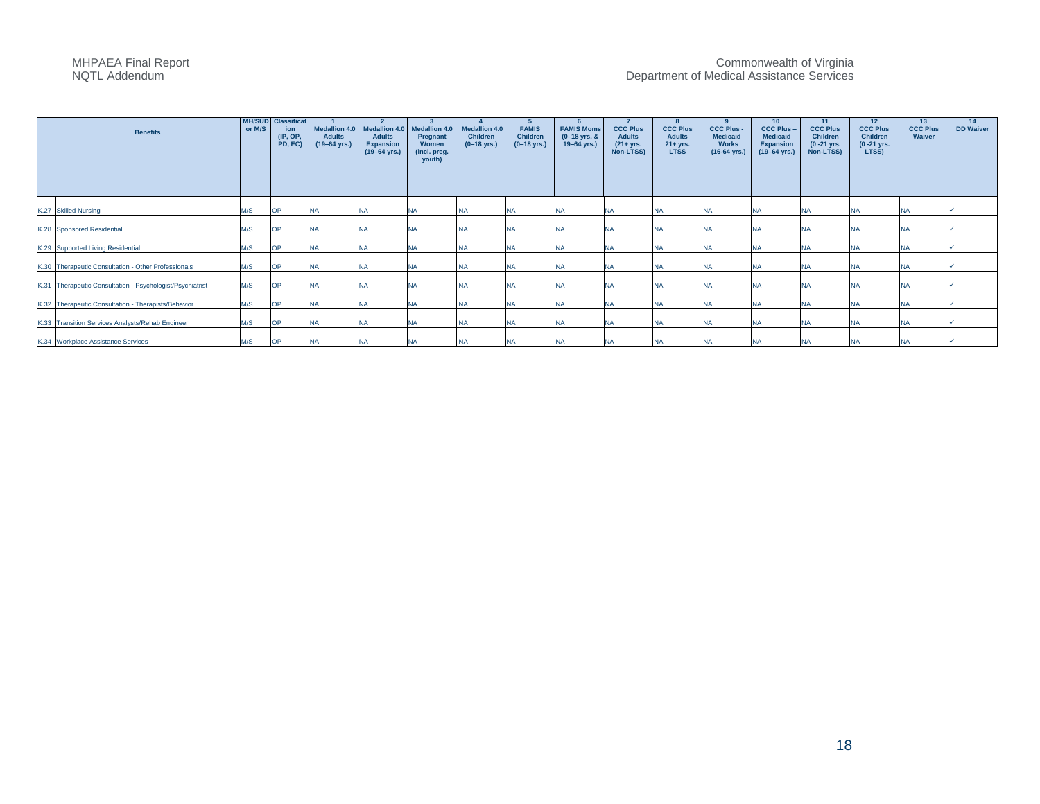| | Benefits | MH/SUD or M/S | Classification (IP, OP, PD, EC) | 1 Medallion 4.0 Adults (19–64 yrs.) | 2 Medallion 4.0 Adults Expansion (19–64 yrs.) | 3 Medallion 4.0 Pregnant Women (incl. preg. youth) | 4 Medallion 4.0 Children (0–18 yrs.) | 5 FAMIS Children (0–18 yrs.) | 6 FAMIS Moms (0–18 yrs. & 19–64 yrs.) | 7 CCC Plus Adults (21+ yrs. Non-LTSS) | 8 CCC Plus Adults 21+ yrs. LTSS | 9 CCC Plus - Medicaid Works (16-64 yrs.) | 10 CCC Plus – Medicaid Expansion (19–64 yrs.) | 11 CCC Plus Children (0 -21 yrs. Non-LTSS) | 12 CCC Plus Children (0 -21 yrs. LTSS) | 13 CCC Plus Waiver | 14 DD Waiver |
|---|---|---|---|---|---|---|---|---|---|---|---|---|---|---|---|---|---|
| K.27 | Skilled Nursing | M/S | OP | NA | NA | NA | NA | NA | NA | NA | NA | NA | NA | NA | NA | NA | ✓ |
| K.28 | Sponsored Residential | M/S | OP | NA | NA | NA | NA | NA | NA | NA | NA | NA | NA | NA | NA | NA | ✓ |
| K.29 | Supported Living Residential | M/S | OP | NA | NA | NA | NA | NA | NA | NA | NA | NA | NA | NA | NA | NA | ✓ |
| K.30 | Therapeutic Consultation - Other Professionals | M/S | OP | NA | NA | NA | NA | NA | NA | NA | NA | NA | NA | NA | NA | NA | ✓ |
| K.31 | Therapeutic Consultation - Psychologist/Psychiatrist | M/S | OP | NA | NA | NA | NA | NA | NA | NA | NA | NA | NA | NA | NA | NA | ✓ |
| K.32 | Therapeutic Consultation - Therapists/Behavior | M/S | OP | NA | NA | NA | NA | NA | NA | NA | NA | NA | NA | NA | NA | NA | ✓ |
| K.33 | Transition Services Analysts/Rehab Engineer | M/S | OP | NA | NA | NA | NA | NA | NA | NA | NA | NA | NA | NA | NA | NA | ✓ |
| K.34 | Workplace Assistance Services | M/S | OP | NA | NA | NA | NA | NA | NA | NA | NA | NA | NA | NA | NA | NA | ✓ |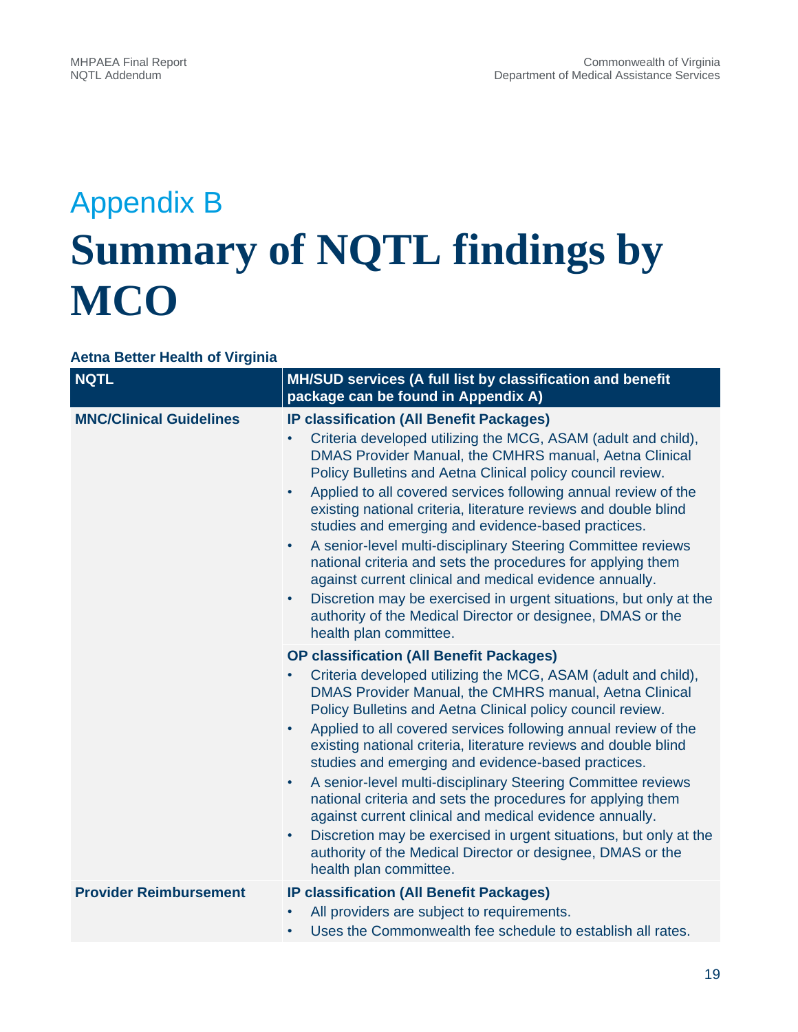# Appendix B

# Summary of NQTL findings by MCO

**Aetna Better Health of Virginia**

| NQTL | MH/SUD services (A full list by classification and benefit package can be found in Appendix A) |
|---|---|
| **MNC/Clinical Guidelines** | **IP classification (All Benefit Packages)**<br>• Criteria developed utilizing the MCG, ASAM (adult and child), DMAS Provider Manual, the CMHRS manual, Aetna Clinical Policy Bulletins and Aetna Clinical policy council review.<br>• Applied to all covered services following annual review of the existing national criteria, literature reviews and double blind studies and emerging and evidence-based practices.<br>• A senior-level multi-disciplinary Steering Committee reviews national criteria and sets the procedures for applying them against current clinical and medical evidence annually.<br>• Discretion may be exercised in urgent situations, but only at the authority of the Medical Director or designee, DMAS or the health plan committee. |
| | **OP classification (All Benefit Packages)**<br>• Criteria developed utilizing the MCG, ASAM (adult and child), DMAS Provider Manual, the CMHRS manual, Aetna Clinical Policy Bulletins and Aetna Clinical policy council review.<br>• Applied to all covered services following annual review of the existing national criteria, literature reviews and double blind studies and emerging and evidence-based practices.<br>• A senior-level multi-disciplinary Steering Committee reviews national criteria and sets the procedures for applying them against current clinical and medical evidence annually.<br>• Discretion may be exercised in urgent situations, but only at the authority of the Medical Director or designee, DMAS or the health plan committee. |
| **Provider Reimbursement** | **IP classification (All Benefit Packages)**<br>• All providers are subject to requirements.<br>• Uses the Commonwealth fee schedule to establish all rates. |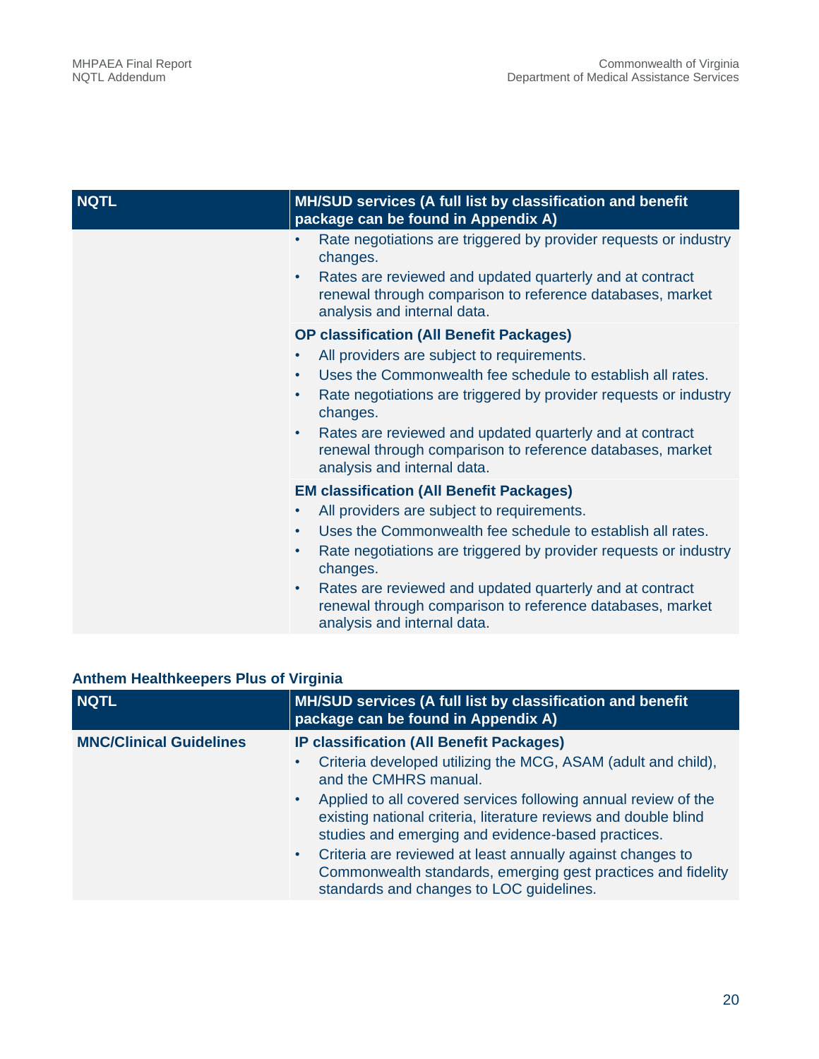| NQTL | MH/SUD services (A full list by classification and benefit package can be found in Appendix A) |
|---|---|
| | • Rate negotiations are triggered by provider requests or industry changes.<br>• Rates are reviewed and updated quarterly and at contract renewal through comparison to reference databases, market analysis and internal data. |
| | **OP classification (All Benefit Packages)**<br>• All providers are subject to requirements.<br>• Uses the Commonwealth fee schedule to establish all rates.<br>• Rate negotiations are triggered by provider requests or industry changes.<br>• Rates are reviewed and updated quarterly and at contract renewal through comparison to reference databases, market analysis and internal data. |
| | **EM classification (All Benefit Packages)**<br>• All providers are subject to requirements.<br>• Uses the Commonwealth fee schedule to establish all rates.<br>• Rate negotiations are triggered by provider requests or industry changes.<br>• Rates are reviewed and updated quarterly and at contract renewal through comparison to reference databases, market analysis and internal data. |

### Anthem Healthkeepers Plus of Virginia

| NQTL | MH/SUD services (A full list by classification and benefit package can be found in Appendix A) |
|---|---|
| **MNC/Clinical Guidelines** | **IP classification (All Benefit Packages)**<br>• Criteria developed utilizing the MCG, ASAM (adult and child), and the CMHRS manual.<br>• Applied to all covered services following annual review of the existing national criteria, literature reviews and double blind studies and emerging and evidence-based practices.<br>• Criteria are reviewed at least annually against changes to Commonwealth standards, emerging gest practices and fidelity standards and changes to LOC guidelines. |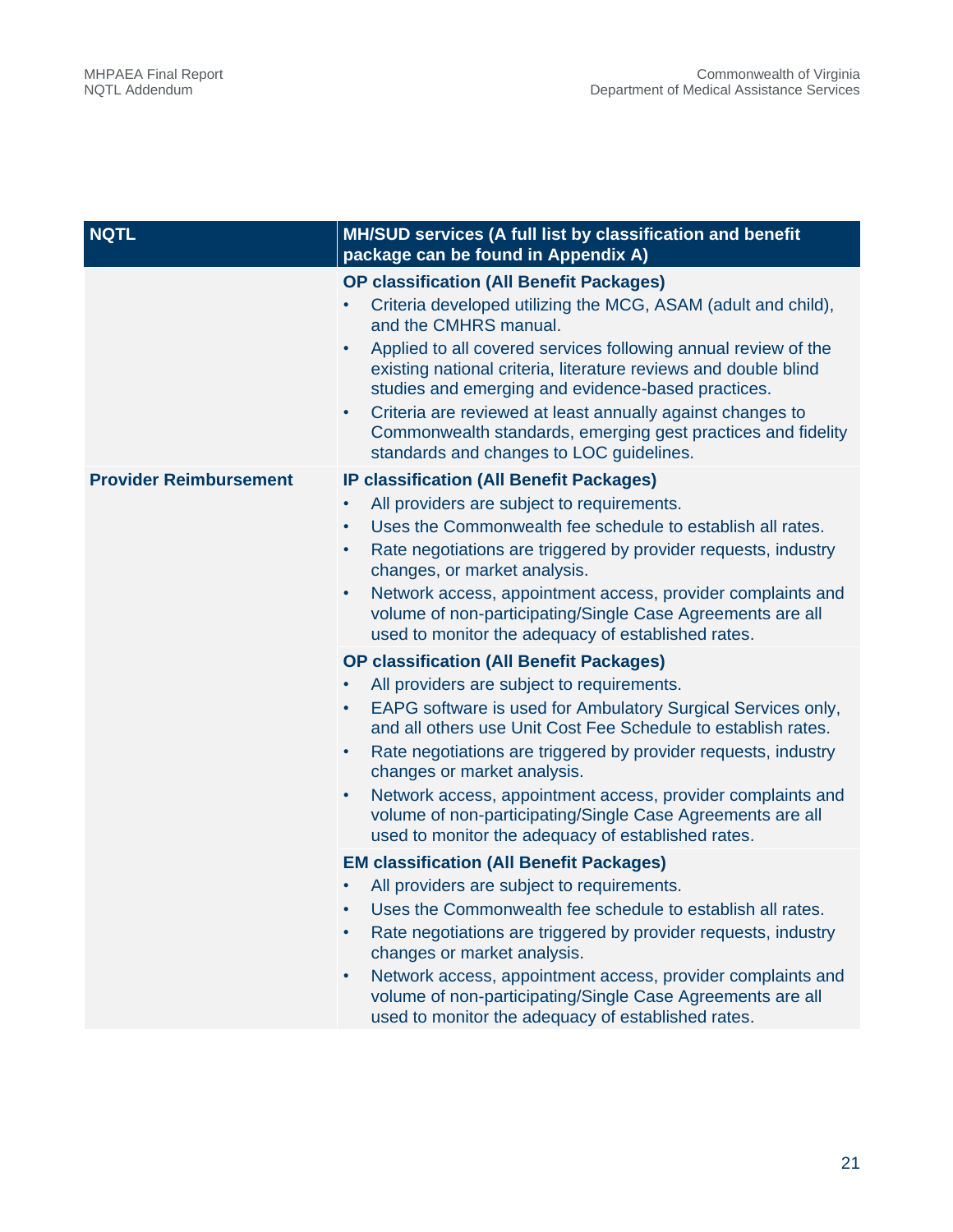| NQTL | MH/SUD services (A full list by classification and benefit package can be found in Appendix A) |
| --- | --- |
| | **OP classification (All Benefit Packages)**<br>• Criteria developed utilizing the MCG, ASAM (adult and child), and the CMHRS manual.<br>• Applied to all covered services following annual review of the existing national criteria, literature reviews and double blind studies and emerging and evidence-based practices.<br>• Criteria are reviewed at least annually against changes to Commonwealth standards, emerging gest practices and fidelity standards and changes to LOC guidelines. |
| **Provider Reimbursement** | **IP classification (All Benefit Packages)**<br>• All providers are subject to requirements.<br>• Uses the Commonwealth fee schedule to establish all rates.<br>• Rate negotiations are triggered by provider requests, industry changes, or market analysis.<br>• Network access, appointment access, provider complaints and volume of non-participating/Single Case Agreements are all used to monitor the adequacy of established rates. |
| | **OP classification (All Benefit Packages)**<br>• All providers are subject to requirements.<br>• EAPG software is used for Ambulatory Surgical Services only, and all others use Unit Cost Fee Schedule to establish rates.<br>• Rate negotiations are triggered by provider requests, industry changes or market analysis.<br>• Network access, appointment access, provider complaints and volume of non-participating/Single Case Agreements are all used to monitor the adequacy of established rates. |
| | **EM classification (All Benefit Packages)**<br>• All providers are subject to requirements.<br>• Uses the Commonwealth fee schedule to establish all rates.<br>• Rate negotiations are triggered by provider requests, industry changes or market analysis.<br>• Network access, appointment access, provider complaints and volume of non-participating/Single Case Agreements are all used to monitor the adequacy of established rates. |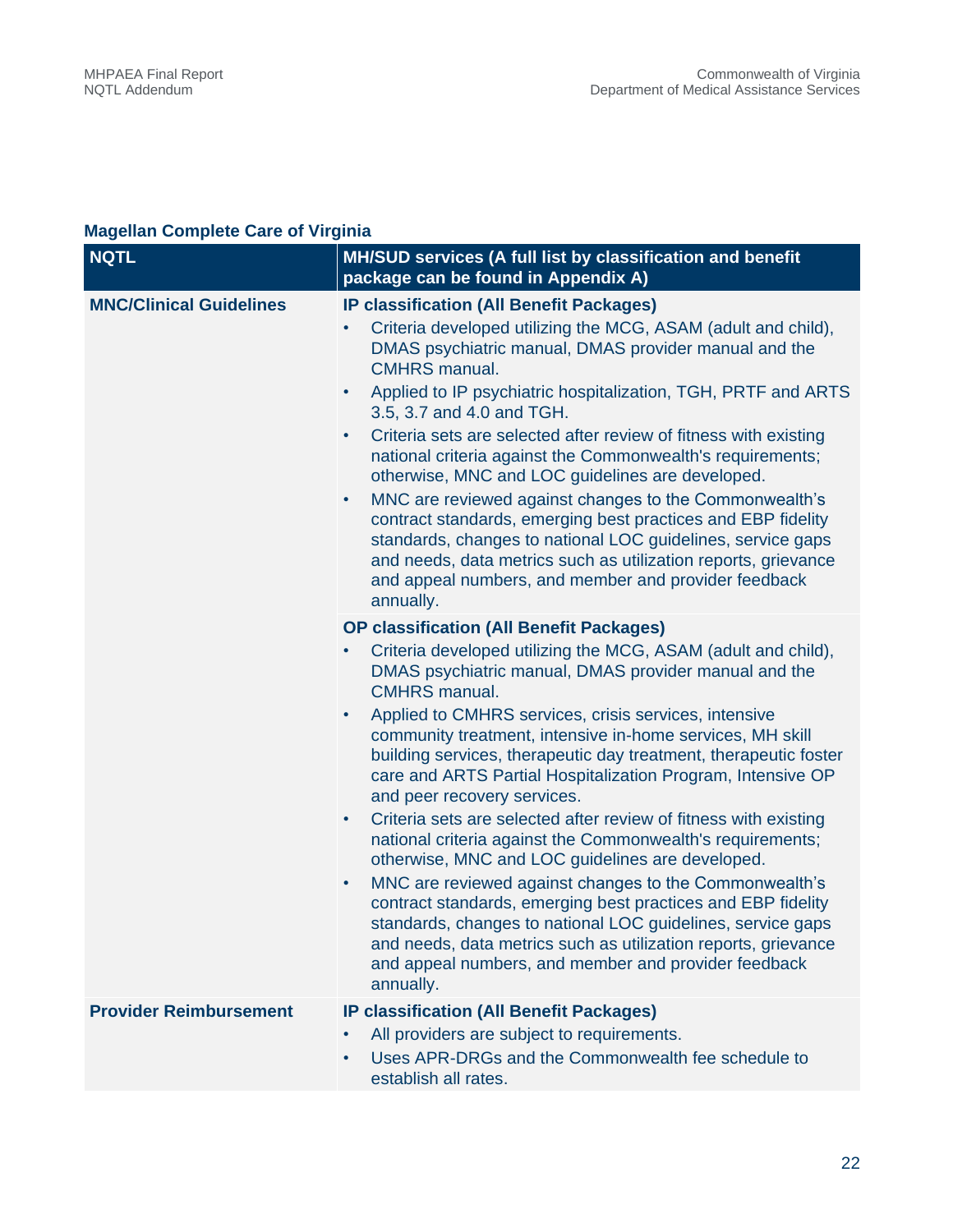**Magellan Complete Care of Virginia**

| NQTL | MH/SUD services (A full list by classification and benefit package can be found in Appendix A) |
|---|---|
| **MNC/Clinical Guidelines** | **IP classification (All Benefit Packages)**<br>• Criteria developed utilizing the MCG, ASAM (adult and child), DMAS psychiatric manual, DMAS provider manual and the CMHRS manual.<br>• Applied to IP psychiatric hospitalization, TGH, PRTF and ARTS 3.5, 3.7 and 4.0 and TGH.<br>• Criteria sets are selected after review of fitness with existing national criteria against the Commonwealth's requirements; otherwise, MNC and LOC guidelines are developed.<br>• MNC are reviewed against changes to the Commonwealth's contract standards, emerging best practices and EBP fidelity standards, changes to national LOC guidelines, service gaps and needs, data metrics such as utilization reports, grievance and appeal numbers, and member and provider feedback annually. |
| | **OP classification (All Benefit Packages)**<br>• Criteria developed utilizing the MCG, ASAM (adult and child), DMAS psychiatric manual, DMAS provider manual and the CMHRS manual.<br>• Applied to CMHRS services, crisis services, intensive community treatment, intensive in-home services, MH skill building services, therapeutic day treatment, therapeutic foster care and ARTS Partial Hospitalization Program, Intensive OP and peer recovery services.<br>• Criteria sets are selected after review of fitness with existing national criteria against the Commonwealth's requirements; otherwise, MNC and LOC guidelines are developed.<br>• MNC are reviewed against changes to the Commonwealth's contract standards, emerging best practices and EBP fidelity standards, changes to national LOC guidelines, service gaps and needs, data metrics such as utilization reports, grievance and appeal numbers, and member and provider feedback annually. |
| **Provider Reimbursement** | **IP classification (All Benefit Packages)**<br>• All providers are subject to requirements.<br>• Uses APR-DRGs and the Commonwealth fee schedule to establish all rates. |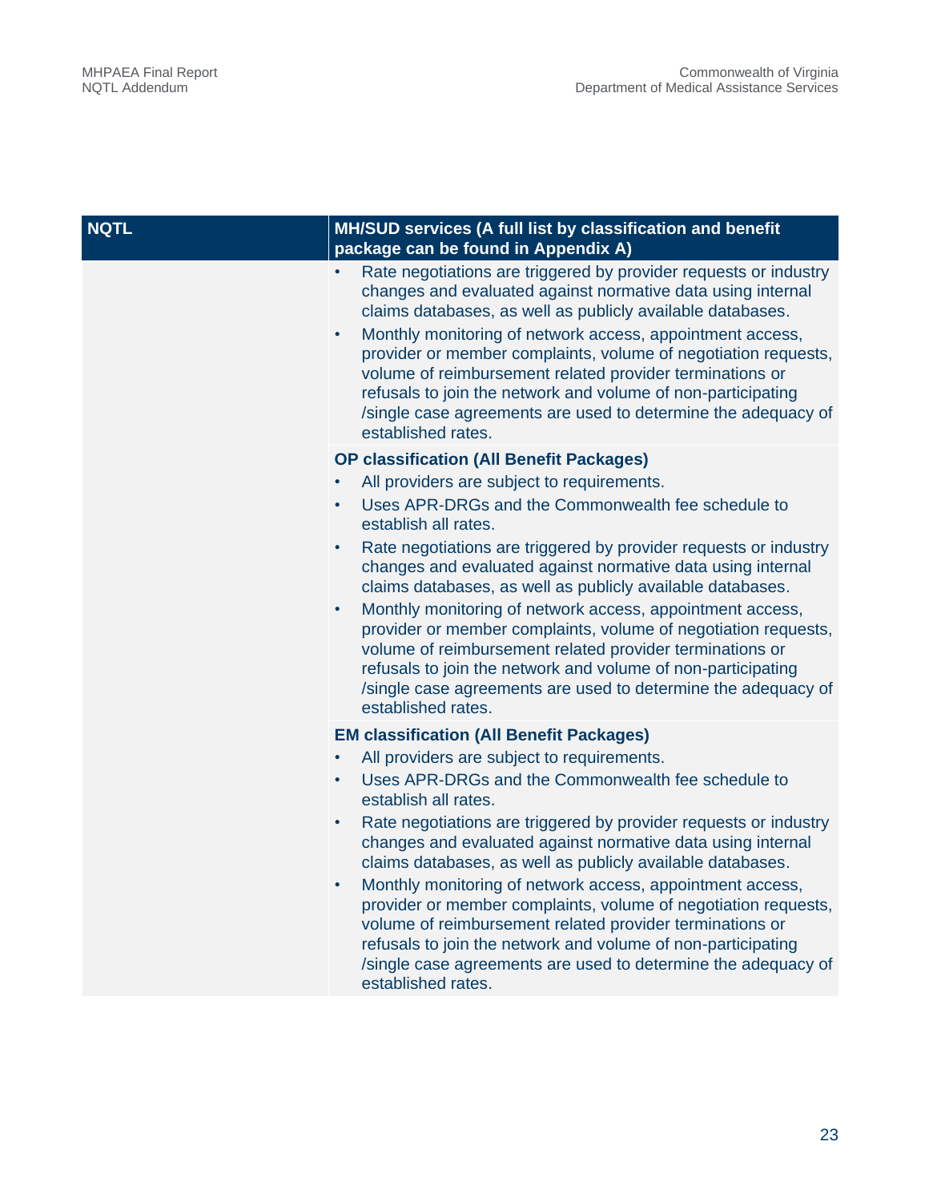| NQTL | MH/SUD services (A full list by classification and benefit package can be found in Appendix A) |
|---|---|
| | • Rate negotiations are triggered by provider requests or industry changes and evaluated against normative data using internal claims databases, as well as publicly available databases.<br>• Monthly monitoring of network access, appointment access, provider or member complaints, volume of negotiation requests, volume of reimbursement related provider terminations or refusals to join the network and volume of non-participating /single case agreements are used to determine the adequacy of established rates. |
| | **OP classification (All Benefit Packages)**<br>• All providers are subject to requirements.<br>• Uses APR-DRGs and the Commonwealth fee schedule to establish all rates.<br>• Rate negotiations are triggered by provider requests or industry changes and evaluated against normative data using internal claims databases, as well as publicly available databases.<br>• Monthly monitoring of network access, appointment access, provider or member complaints, volume of negotiation requests, volume of reimbursement related provider terminations or refusals to join the network and volume of non-participating /single case agreements are used to determine the adequacy of established rates. |
| | **EM classification (All Benefit Packages)**<br>• All providers are subject to requirements.<br>• Uses APR-DRGs and the Commonwealth fee schedule to establish all rates.<br>• Rate negotiations are triggered by provider requests or industry changes and evaluated against normative data using internal claims databases, as well as publicly available databases.<br>• Monthly monitoring of network access, appointment access, provider or member complaints, volume of negotiation requests, volume of reimbursement related provider terminations or refusals to join the network and volume of non-participating /single case agreements are used to determine the adequacy of established rates. |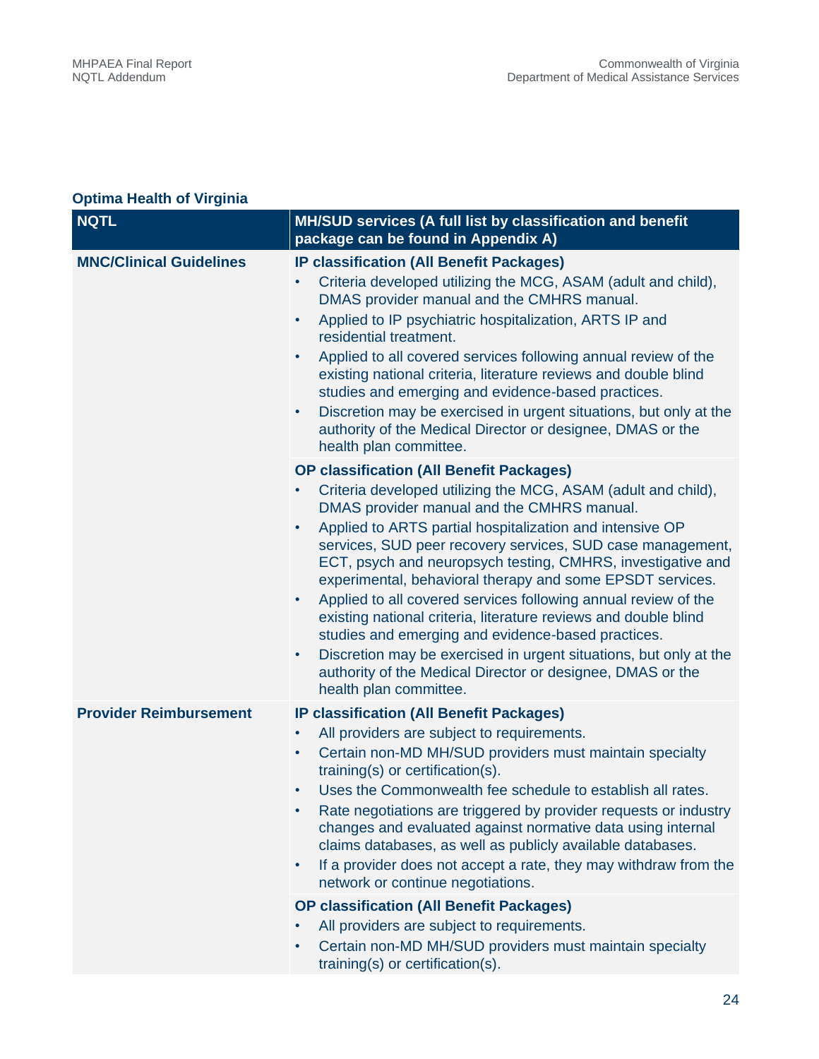**Optima Health of Virginia**

| NQTL | MH/SUD services (A full list by classification and benefit package can be found in Appendix A) |
|---|---|
| **MNC/Clinical Guidelines** | **IP classification (All Benefit Packages)**<br>• Criteria developed utilizing the MCG, ASAM (adult and child), DMAS provider manual and the CMHRS manual.<br>• Applied to IP psychiatric hospitalization, ARTS IP and residential treatment.<br>• Applied to all covered services following annual review of the existing national criteria, literature reviews and double blind studies and emerging and evidence-based practices.<br>• Discretion may be exercised in urgent situations, but only at the authority of the Medical Director or designee, DMAS or the health plan committee. |
| | **OP classification (All Benefit Packages)**<br>• Criteria developed utilizing the MCG, ASAM (adult and child), DMAS provider manual and the CMHRS manual.<br>• Applied to ARTS partial hospitalization and intensive OP services, SUD peer recovery services, SUD case management, ECT, psych and neuropsych testing, CMHRS, investigative and experimental, behavioral therapy and some EPSDT services.<br>• Applied to all covered services following annual review of the existing national criteria, literature reviews and double blind studies and emerging and evidence-based practices.<br>• Discretion may be exercised in urgent situations, but only at the authority of the Medical Director or designee, DMAS or the health plan committee. |
| **Provider Reimbursement** | **IP classification (All Benefit Packages)**<br>• All providers are subject to requirements.<br>• Certain non-MD MH/SUD providers must maintain specialty training(s) or certification(s).<br>• Uses the Commonwealth fee schedule to establish all rates.<br>• Rate negotiations are triggered by provider requests or industry changes and evaluated against normative data using internal claims databases, as well as publicly available databases.<br>• If a provider does not accept a rate, they may withdraw from the network or continue negotiations. |
| | **OP classification (All Benefit Packages)**<br>• All providers are subject to requirements.<br>• Certain non-MD MH/SUD providers must maintain specialty training(s) or certification(s). |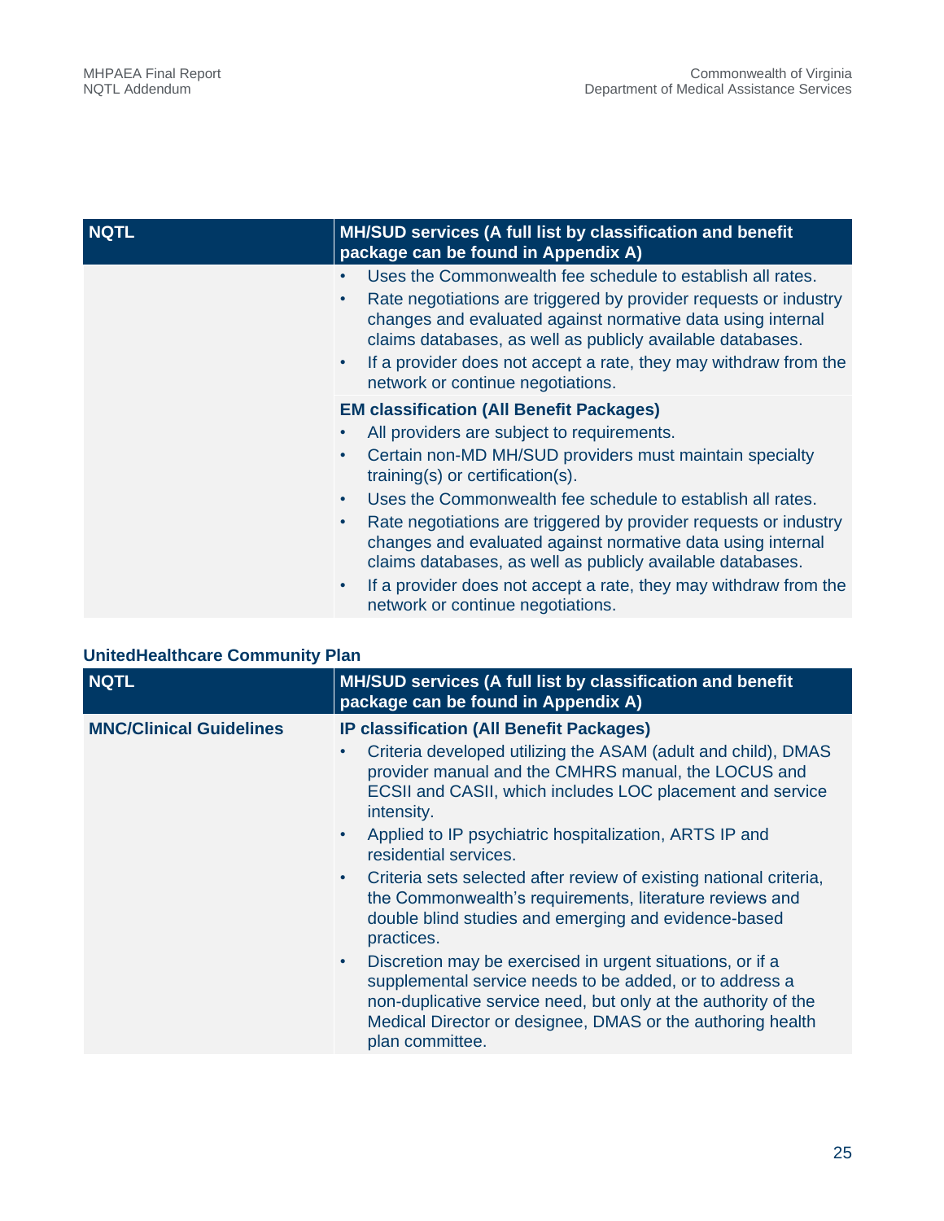| NQTL | MH/SUD services (A full list by classification and benefit package can be found in Appendix A) |
|---|---|
| | • Uses the Commonwealth fee schedule to establish all rates.<br>• Rate negotiations are triggered by provider requests or industry changes and evaluated against normative data using internal claims databases, as well as publicly available databases.<br>• If a provider does not accept a rate, they may withdraw from the network or continue negotiations. |
| | **EM classification (All Benefit Packages)**<br>• All providers are subject to requirements.<br>• Certain non-MD MH/SUD providers must maintain specialty training(s) or certification(s).<br>• Uses the Commonwealth fee schedule to establish all rates.<br>• Rate negotiations are triggered by provider requests or industry changes and evaluated against normative data using internal claims databases, as well as publicly available databases.<br>• If a provider does not accept a rate, they may withdraw from the network or continue negotiations. |

**UnitedHealthcare Community Plan**

| NQTL | MH/SUD services (A full list by classification and benefit package can be found in Appendix A) |
|---|---|
| **MNC/Clinical Guidelines** | **IP classification (All Benefit Packages)**<br>• Criteria developed utilizing the ASAM (adult and child), DMAS provider manual and the CMHRS manual, the LOCUS and ECSII and CASII, which includes LOC placement and service intensity.<br>• Applied to IP psychiatric hospitalization, ARTS IP and residential services.<br>• Criteria sets selected after review of existing national criteria, the Commonwealth's requirements, literature reviews and double blind studies and emerging and evidence-based practices.<br>• Discretion may be exercised in urgent situations, or if a supplemental service needs to be added, or to address a non-duplicative service need, but only at the authority of the Medical Director or designee, DMAS or the authoring health plan committee. |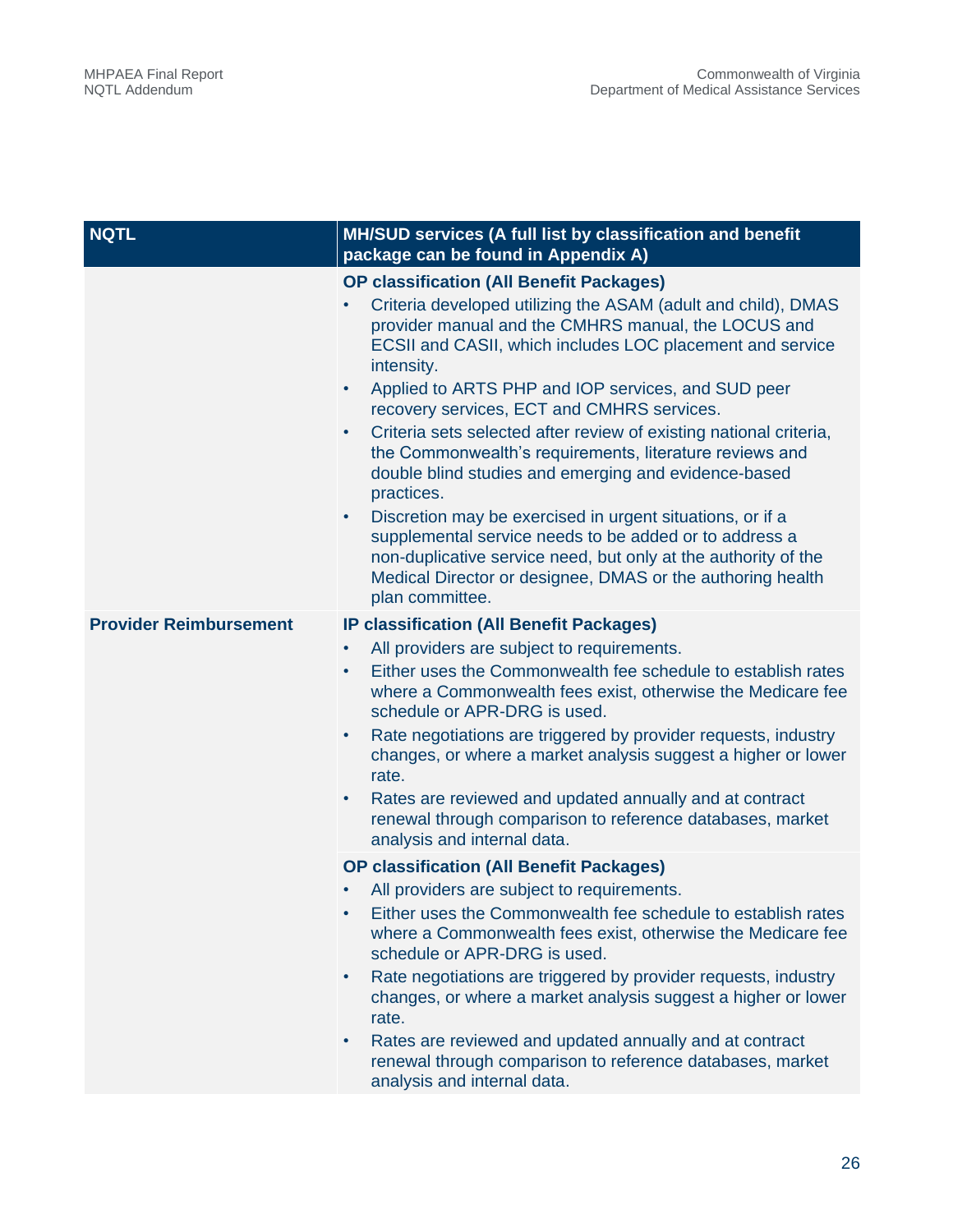| NQTL | MH/SUD services (A full list by classification and benefit package can be found in Appendix A) |
|---|---|
| | **OP classification (All Benefit Packages)**<br>• Criteria developed utilizing the ASAM (adult and child), DMAS provider manual and the CMHRS manual, the LOCUS and ECSII and CASII, which includes LOC placement and service intensity.<br>• Applied to ARTS PHP and IOP services, and SUD peer recovery services, ECT and CMHRS services.<br>• Criteria sets selected after review of existing national criteria, the Commonwealth's requirements, literature reviews and double blind studies and emerging and evidence-based practices.<br>• Discretion may be exercised in urgent situations, or if a supplemental service needs to be added or to address a non-duplicative service need, but only at the authority of the Medical Director or designee, DMAS or the authoring health plan committee. |
| **Provider Reimbursement** | **IP classification (All Benefit Packages)**<br>• All providers are subject to requirements.<br>• Either uses the Commonwealth fee schedule to establish rates where a Commonwealth fees exist, otherwise the Medicare fee schedule or APR-DRG is used.<br>• Rate negotiations are triggered by provider requests, industry changes, or where a market analysis suggest a higher or lower rate.<br>• Rates are reviewed and updated annually and at contract renewal through comparison to reference databases, market analysis and internal data. |
| | **OP classification (All Benefit Packages)**<br>• All providers are subject to requirements.<br>• Either uses the Commonwealth fee schedule to establish rates where a Commonwealth fees exist, otherwise the Medicare fee schedule or APR-DRG is used.<br>• Rate negotiations are triggered by provider requests, industry changes, or where a market analysis suggest a higher or lower rate.<br>• Rates are reviewed and updated annually and at contract renewal through comparison to reference databases, market analysis and internal data. |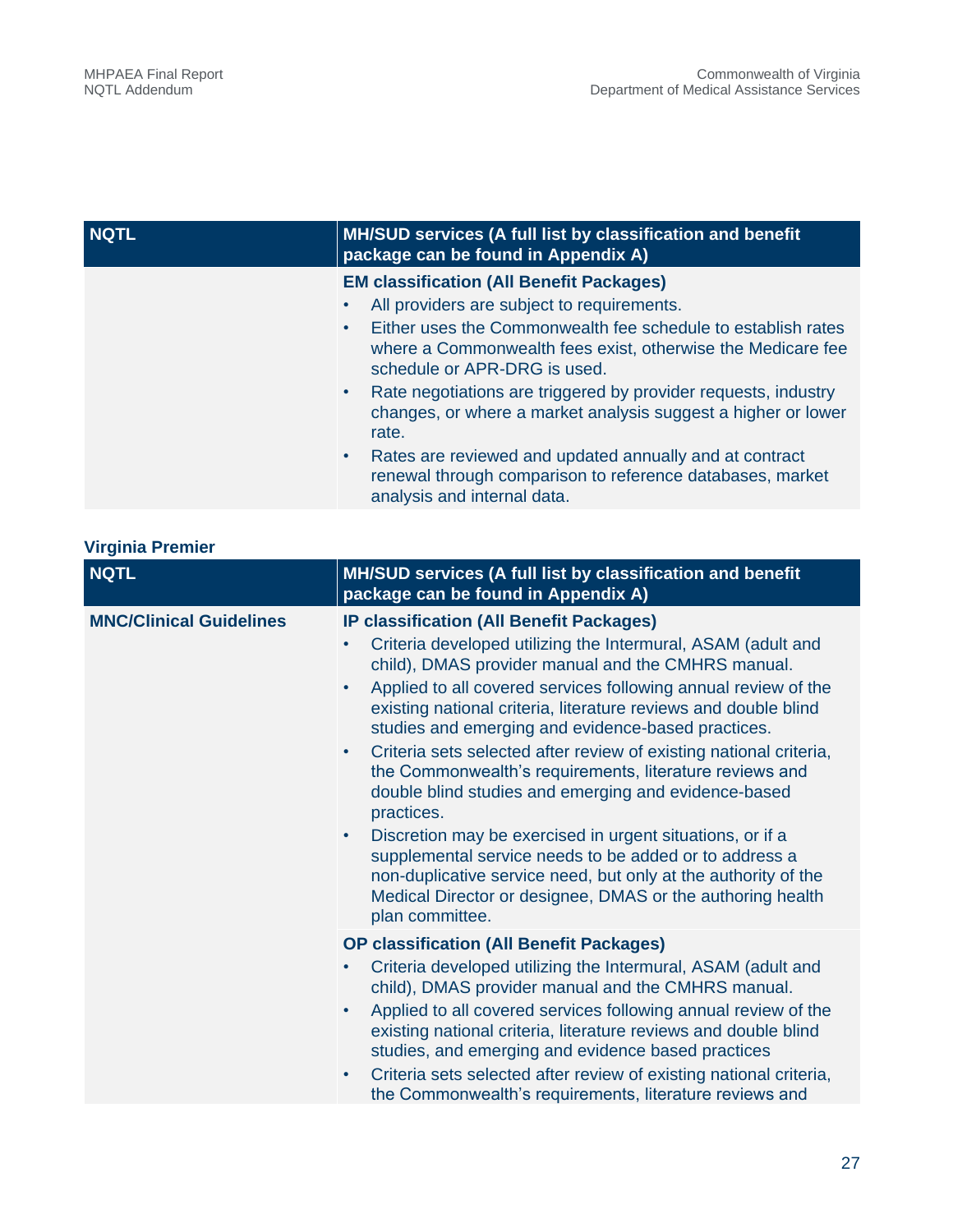| NQTL | MH/SUD services (A full list by classification and benefit package can be found in Appendix A) |
|---|---|
| | **EM classification (All Benefit Packages)**<br>• All providers are subject to requirements.<br>• Either uses the Commonwealth fee schedule to establish rates where a Commonwealth fees exist, otherwise the Medicare fee schedule or APR-DRG is used.<br>• Rate negotiations are triggered by provider requests, industry changes, or where a market analysis suggest a higher or lower rate.<br>• Rates are reviewed and updated annually and at contract renewal through comparison to reference databases, market analysis and internal data. |

### Virginia Premier

| NQTL | MH/SUD services (A full list by classification and benefit package can be found in Appendix A) |
|---|---|
| **MNC/Clinical Guidelines** | **IP classification (All Benefit Packages)**<br>• Criteria developed utilizing the Intermural, ASAM (adult and child), DMAS provider manual and the CMHRS manual.<br>• Applied to all covered services following annual review of the existing national criteria, literature reviews and double blind studies and emerging and evidence-based practices.<br>• Criteria sets selected after review of existing national criteria, the Commonwealth's requirements, literature reviews and double blind studies and emerging and evidence-based practices.<br>• Discretion may be exercised in urgent situations, or if a supplemental service needs to be added or to address a non-duplicative service need, but only at the authority of the Medical Director or designee, DMAS or the authoring health plan committee. |
| | **OP classification (All Benefit Packages)**<br>• Criteria developed utilizing the Intermural, ASAM (adult and child), DMAS provider manual and the CMHRS manual.<br>• Applied to all covered services following annual review of the existing national criteria, literature reviews and double blind studies, and emerging and evidence based practices<br>• Criteria sets selected after review of existing national criteria, the Commonwealth's requirements, literature reviews and |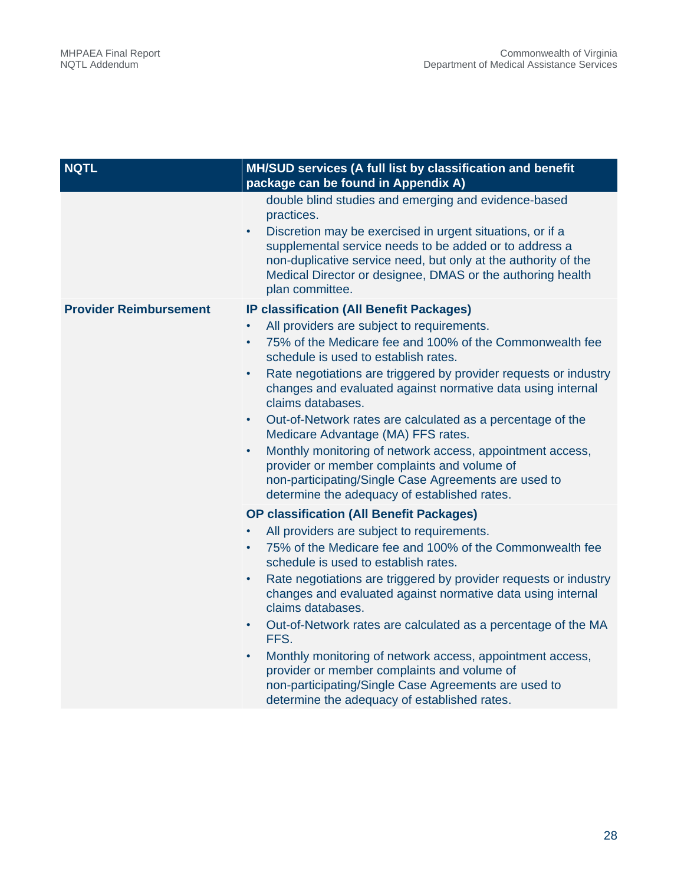| NQTL | MH/SUD services (A full list by classification and benefit package can be found in Appendix A) |
|---|---|
| | double blind studies and emerging and evidence-based practices.<br>• Discretion may be exercised in urgent situations, or if a supplemental service needs to be added or to address a non-duplicative service need, but only at the authority of the Medical Director or designee, DMAS or the authoring health plan committee. |
| **Provider Reimbursement** | **IP classification (All Benefit Packages)**<br>• All providers are subject to requirements.<br>• 75% of the Medicare fee and 100% of the Commonwealth fee schedule is used to establish rates.<br>• Rate negotiations are triggered by provider requests or industry changes and evaluated against normative data using internal claims databases.<br>• Out-of-Network rates are calculated as a percentage of the Medicare Advantage (MA) FFS rates.<br>• Monthly monitoring of network access, appointment access, provider or member complaints and volume of non-participating/Single Case Agreements are used to determine the adequacy of established rates. |
| | **OP classification (All Benefit Packages)**<br>• All providers are subject to requirements.<br>• 75% of the Medicare fee and 100% of the Commonwealth fee schedule is used to establish rates.<br>• Rate negotiations are triggered by provider requests or industry changes and evaluated against normative data using internal claims databases.<br>• Out-of-Network rates are calculated as a percentage of the MA FFS.<br>• Monthly monitoring of network access, appointment access, provider or member complaints and volume of non-participating/Single Case Agreements are used to determine the adequacy of established rates. |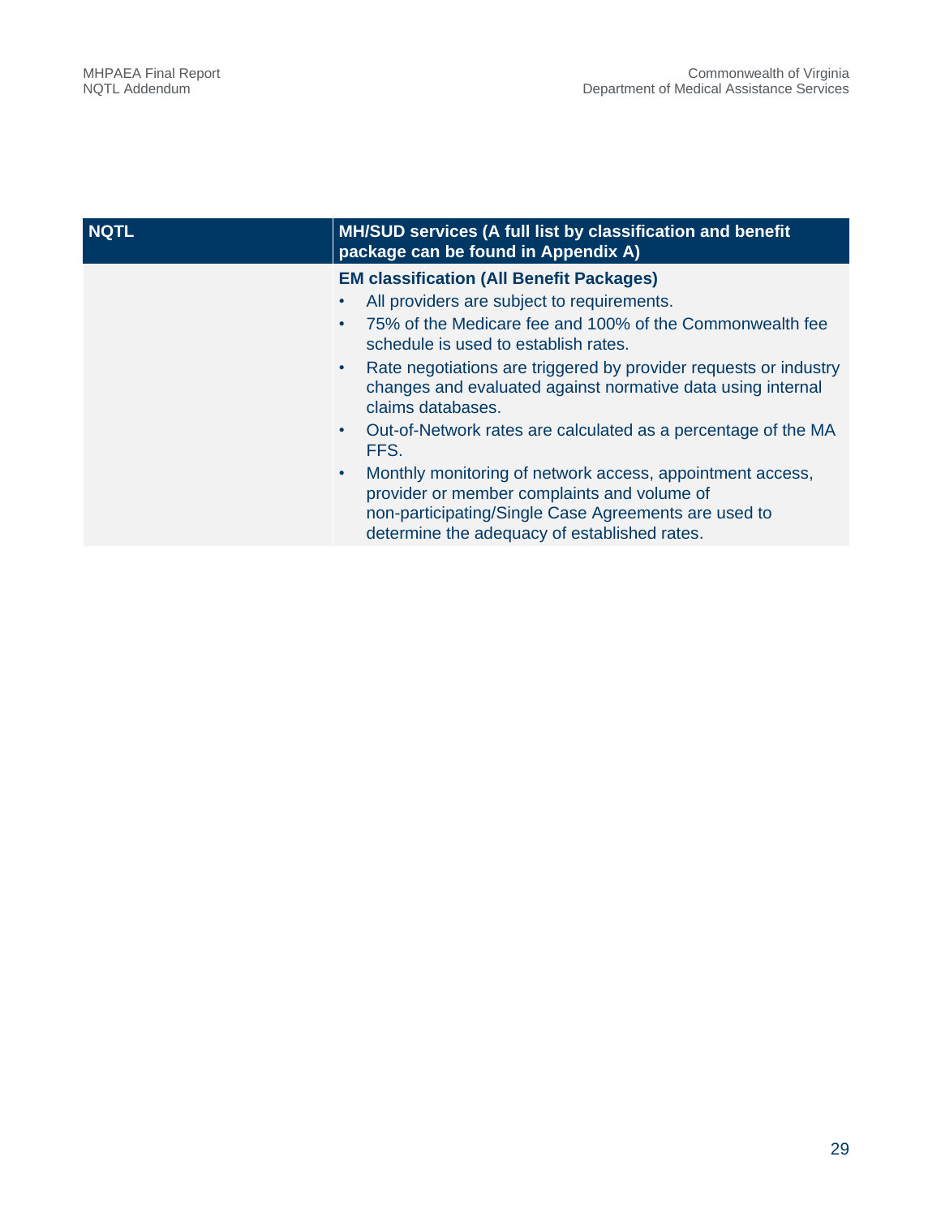| NQTL | MH/SUD services (A full list by classification and benefit package can be found in Appendix A) |
|---|---|
| | **EM classification (All Benefit Packages)**<br>• All providers are subject to requirements.<br>• 75% of the Medicare fee and 100% of the Commonwealth fee schedule is used to establish rates.<br>• Rate negotiations are triggered by provider requests or industry changes and evaluated against normative data using internal claims databases.<br>• Out-of-Network rates are calculated as a percentage of the MA FFS.<br>• Monthly monitoring of network access, appointment access, provider or member complaints and volume of non-participating/Single Case Agreements are used to determine the adequacy of established rates. |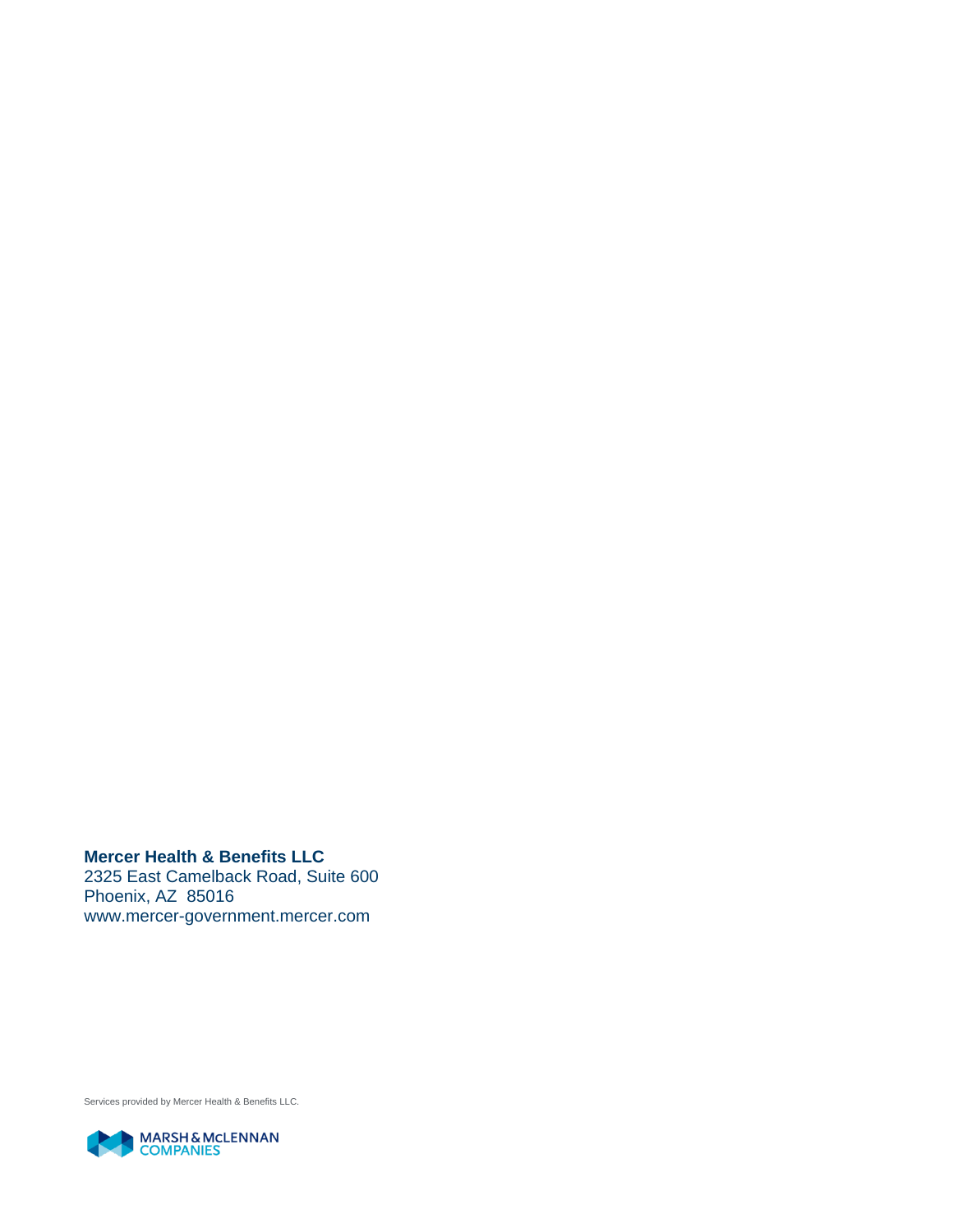**Mercer Health & Benefits LLC**
2325 East Camelback Road, Suite 600
Phoenix, AZ 85016
www.mercer-government.mercer.com

Services provided by Mercer Health & Benefits LLC.

MARSH & McLENNAN COMPANIES